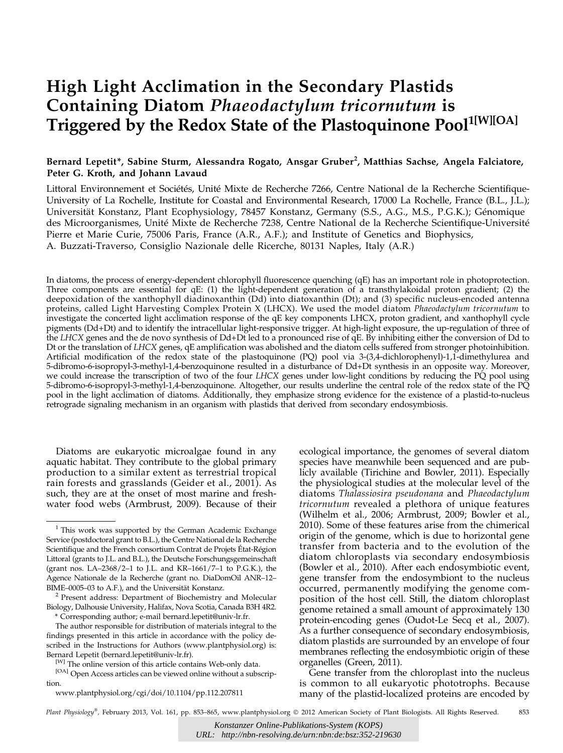# High Light Acclimation in the Secondary Plastids Containing Diatom *Phaeodactylum tricornutum* is Triggered by the Redox State of the Plastoquinone Pool[1[W][OA]]

**Bernard Lepetit*, Sabine Sturm, Alessandra Rogato, Ansgar Gruber[2], Matthias Sachse, Angela Falciatore, Peter G. Kroth, and Johann Lavaud**

Littoral Environnement et Sociétés, Unité Mixte de Recherche 7266, Centre National de la Recherche Scientifique-University of La Rochelle, Institute for Coastal and Environmental Research, 17000 La Rochelle, France (B.L., J.L.); Universität Konstanz, Plant Ecophysiology, 78457 Konstanz, Germany (S.S., A.G., M.S., P.G.K.); Génomique des Microorganismes, Unité Mixte de Recherche 7238, Centre National de la Recherche Scientifique-Université Pierre et Marie Curie, 75006 Paris, France (A.R., A.F.); and Institute of Genetics and Biophysics, A. Buzzati-Traverso, Consiglio Nazionale delle Ricerche, 80131 Naples, Italy (A.R.)

In diatoms, the process of energy-dependent chlorophyll fluorescence quenching (qE) has an important role in photoprotection. Three components are essential for qE: (1) the light-dependent generation of a transthylakoidal proton gradient; (2) the deepoxidation of the xanthophyll diadinoxanthin (Dd) into diatoxanthin (Dt); and (3) specific nucleus-encoded antenna proteins, called Light Harvesting Complex Protein X (LHCX). We used the model diatom *Phaeodactylum tricornutum* to investigate the concerted light acclimation response of the qE key components LHCX, proton gradient, and xanthophyll cycle pigments (Dd+Dt) and to identify the intracellular light-responsive trigger. At high-light exposure, the up-regulation of three of the *LHCX* genes and the de novo synthesis of Dd+Dt led to a pronounced rise of qE. By inhibiting either the conversion of Dd to Dt or the translation of *LHCX* genes, qE amplification was abolished and the diatom cells suffered from stronger photoinhibition. Artificial modification of the redox state of the plastoquinone (PQ) pool via 3-(3,4-dichlorophenyl)-1,1-dimethylurea and 5-dibromo-6-isopropyl-3-methyl-1,4-benzoquinone resulted in a disturbance of Dd+Dt synthesis in an opposite way. Moreover, we could increase the transcription of two of the four *LHCX* genes under low-light conditions by reducing the PQ pool using 5-dibromo-6-isopropyl-3-methyl-1,4-benzoquinone. Altogether, our results underline the central role of the redox state of the PQ pool in the light acclimation of diatoms. Additionally, they emphasize strong evidence for the existence of a plastid-to-nucleus retrograde signaling mechanism in an organism with plastids that derived from secondary endosymbiosis.

Diatoms are eukaryotic microalgae found in any aquatic habitat. They contribute to the global primary production to a similar extent as terrestrial tropical rain forests and grasslands (Geider et al., 2001). As such, they are at the onset of most marine and freshwater food webs (Armbrust, 2009). Because of their ecological importance, the genomes of several diatom species have meanwhile been sequenced and are publicly available (Tirichine and Bowler, 2011). Especially the physiological studies at the molecular level of the diatoms *Thalassiosira pseudonana* and *Phaeodactylum tricornutum* revealed a plethora of unique features (Wilhelm et al., 2006; Armbrust, 2009; Bowler et al., 2010). Some of these features arise from the chimerical origin of the genome, which is due to horizontal gene transfer from bacteria and to the evolution of the diatom chloroplasts via secondary endosymbiosis (Bowler et al., 2010). After each endosymbiotic event, gene transfer from the endosymbiont to the nucleus occurred, permanently modifying the genome composition of the host cell. Still, the diatom chloroplast genome retained a small amount of approximately 130 protein-encoding genes (Oudot-Le Secq et al., 2007). As a further consequence of secondary endosymbiosis, diatom plastids are surrounded by an envelope of four membranes reflecting the endosymbiotic origin of these organelles (Green, 2011).

Gene transfer from the chloroplast into the nucleus is common to all eukaryotic phototrophs. Because many of the plastid-localized proteins are encoded by

---

[1] This work was supported by the German Academic Exchange Service (postdoctoral grant to B.L.), the Centre National de la Recherche Scientifique and the French consortium Contrat de Projets État-Région Littoral (grants to J.L. and B.L.), the Deutsche Forschungsgemeinschaft (grant nos. LA–2368/2–1 to J.L. and KR–1661/7–1 to P.G.K.), the Agence Nationale de la Recherche (grant no. DiaDomOil ANR–12–BIME–0005–03 to A.F.), and the Universität Konstanz.

[2] Present address: Department of Biochemistry and Molecular Biology, Dalhousie University, Halifax, Nova Scotia, Canada B3H 4R2.

* Corresponding author; e-mail bernard.lepetit@univ-lr.fr.

The author responsible for distribution of materials integral to the findings presented in this article in accordance with the policy described in the Instructions for Authors (www.plantphysiol.org) is: Bernard Lepetit (bernard.lepetit@univ-lr.fr).

[W] The online version of this article contains Web-only data.

[OA] Open Access articles can be viewed online without a subscription.

www.plantphysiol.org/cgi/doi/10.1104/pp.112.207811

Konstanzer Online-Publikations-System (KOPS)
URL: http://nbn-resolving.de/urn:nbn:de:bsz:352-219630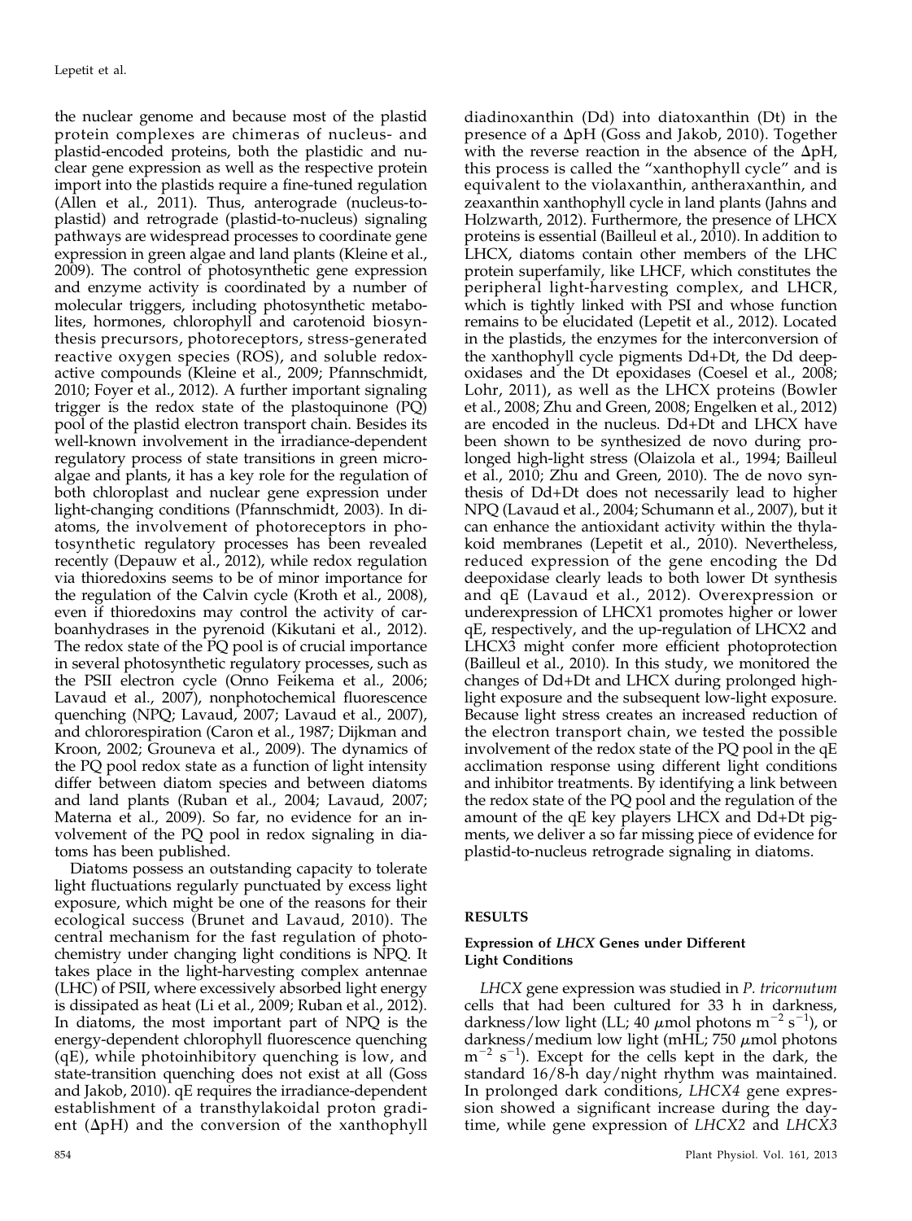the nuclear genome and because most of the plastid protein complexes are chimeras of nucleus- and plastid-encoded proteins, both the plastidic and nuclear gene expression as well as the respective protein import into the plastids require a fine-tuned regulation (Allen et al., 2011). Thus, anterograde (nucleus-to-plastid) and retrograde (plastid-to-nucleus) signaling pathways are widespread processes to coordinate gene expression in green algae and land plants (Kleine et al., 2009). The control of photosynthetic gene expression and enzyme activity is coordinated by a number of molecular triggers, including photosynthetic metabolites, hormones, chlorophyll and carotenoid biosynthesis precursors, photoreceptors, stress-generated reactive oxygen species (ROS), and soluble redox-active compounds (Kleine et al., 2009; Pfannschmidt, 2010; Foyer et al., 2012). A further important signaling trigger is the redox state of the plastoquinone (PQ) pool of the plastid electron transport chain. Besides its well-known involvement in the irradiance-dependent regulatory process of state transitions in green microalgae and plants, it has a key role for the regulation of both chloroplast and nuclear gene expression under light-changing conditions (Pfannschmidt, 2003). In diatoms, the involvement of photoreceptors in photosynthetic regulatory processes has been revealed recently (Depauw et al., 2012), while redox regulation via thioredoxins seems to be of minor importance for the regulation of the Calvin cycle (Kroth et al., 2008), even if thioredoxins may control the activity of carboanhydrases in the pyrenoid (Kikutani et al., 2012). The redox state of the PQ pool is of crucial importance in several photosynthetic regulatory processes, such as the PSII electron cycle (Onno Feikema et al., 2006; Lavaud et al., 2007), nonphotochemical fluorescence quenching (NPQ; Lavaud, 2007; Lavaud et al., 2007), and chlororespiration (Caron et al., 1987; Dijkman and Kroon, 2002; Grouneva et al., 2009). The dynamics of the PQ pool redox state as a function of light intensity differ between diatom species and between diatoms and land plants (Ruban et al., 2004; Lavaud, 2007; Materna et al., 2009). So far, no evidence for an involvement of the PQ pool in redox signaling in diatoms has been published.

Diatoms possess an outstanding capacity to tolerate light fluctuations regularly punctuated by excess light exposure, which might be one of the reasons for their ecological success (Brunet and Lavaud, 2010). The central mechanism for the fast regulation of photochemistry under changing light conditions is NPQ. It takes place in the light-harvesting complex antennae (LHC) of PSII, where excessively absorbed light energy is dissipated as heat (Li et al., 2009; Ruban et al., 2012). In diatoms, the most important part of NPQ is the energy-dependent chlorophyll fluorescence quenching (qE), while photoinhibitory quenching is low, and state-transition quenching does not exist at all (Goss and Jakob, 2010). qE requires the irradiance-dependent establishment of a transthylakoidal proton gradient ($\Delta$pH) and the conversion of the xanthophyll diadinoxanthin (Dd) into diatoxanthin (Dt) in the presence of a $\Delta$pH (Goss and Jakob, 2010). Together with the reverse reaction in the absence of the $\Delta$pH, this process is called the "xanthophyll cycle" and is equivalent to the violaxanthin, antheraxanthin, and zeaxanthin xanthophyll cycle in land plants (Jahns and Holzwarth, 2012). Furthermore, the presence of LHCX proteins is essential (Bailleul et al., 2010). In addition to LHCX, diatoms contain other members of the LHC protein superfamily, like LHCF, which constitutes the peripheral light-harvesting complex, and LHCR, which is tightly linked with PSI and whose function remains to be elucidated (Lepetit et al., 2012). Located in the plastids, the enzymes for the interconversion of the xanthophyll cycle pigments Dd+Dt, the Dd deepoxidases and the Dt epoxidases (Coesel et al., 2008; Lohr, 2011), as well as the LHCX proteins (Bowler et al., 2008; Zhu and Green, 2008; Engelken et al., 2012) are encoded in the nucleus. Dd+Dt and LHCX have been shown to be synthesized de novo during prolonged high-light stress (Olaizola et al., 1994; Bailleul et al., 2010; Zhu and Green, 2010). The de novo synthesis of Dd+Dt does not necessarily lead to higher NPQ (Lavaud et al., 2004; Schumann et al., 2007), but it can enhance the antioxidant activity within the thylakoid membranes (Lepetit et al., 2010). Nevertheless, reduced expression of the gene encoding the Dd deepoxidase clearly leads to both lower Dt synthesis and qE (Lavaud et al., 2012). Overexpression or underexpression of LHCX1 promotes higher or lower qE, respectively, and the up-regulation of LHCX2 and LHCX3 might confer more efficient photoprotection (Bailleul et al., 2010). In this study, we monitored the changes of Dd+Dt and LHCX during prolonged high-light exposure and the subsequent low-light exposure. Because light stress creates an increased reduction of the electron transport chain, we tested the possible involvement of the redox state of the PQ pool in the qE acclimation response using different light conditions and inhibitor treatments. By identifying a link between the redox state of the PQ pool and the regulation of the amount of the qE key players LHCX and Dd+Dt pigments, we deliver a so far missing piece of evidence for plastid-to-nucleus retrograde signaling in diatoms.

## RESULTS

### Expression of *LHCX* Genes under Different Light Conditions

*LHCX* gene expression was studied in *P. tricornutum* cells that had been cultured for 33 h in darkness, darkness/low light (LL; 40 $\mu$mol photons $m^{-2}$ $s^{-1}$), or darkness/medium low light (mHL; 750 $\mu$mol photons $m^{-2}$ $s^{-1}$). Except for the cells kept in the dark, the standard 16/8-h day/night rhythm was maintained. In prolonged dark conditions, *LHCX4* gene expression showed a significant increase during the daytime, while gene expression of *LHCX2* and *LHCX3*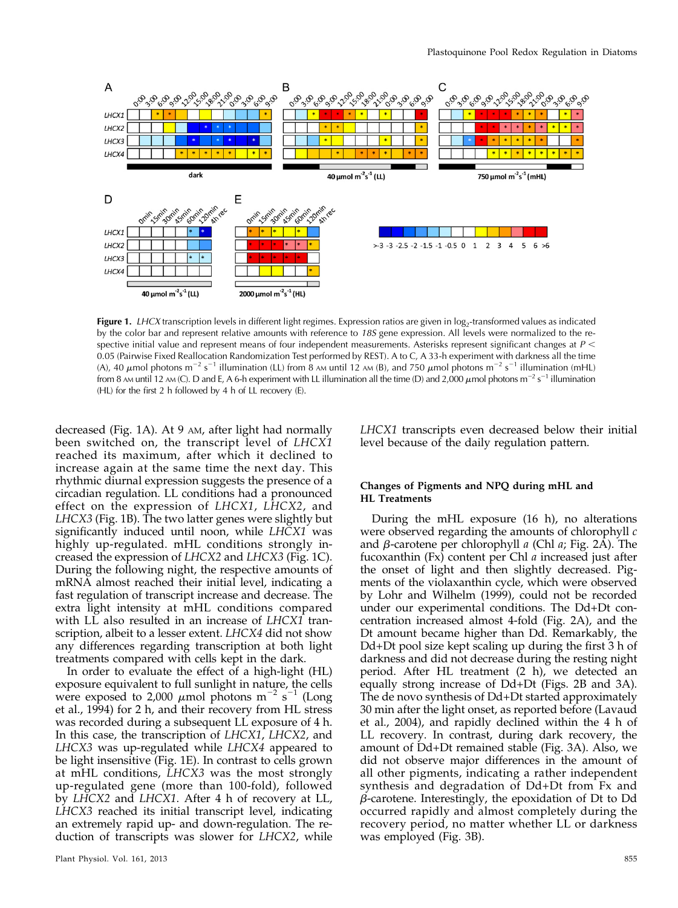A

0:00 3:00 6:00 9:00 12:00 15:00 18:00 21:00 0:00 3:00 6:00 9:00

LHCX1
LHCX2
LHCX3
LHCX4

dark

B

0:00 3:00 6:00 9:00 12:00 15:00 18:00 21:00 0:00 3:00 6:00 9:00

40 µmol m⁻²s⁻¹ (LL)

C

0:00 3:00 6:00 9:00 12:00 15:00 18:00 21:00 0:00 3:00 6:00 9:00

750 µmol m⁻²s⁻¹ (mHL)

D

0min 15min 30min 45min 60min 120min 4h rec

LHCX1
LHCX2
LHCX3
LHCX4

40 µmol m⁻²s⁻¹ (LL)

E

0min 15min 30min 45min 60min 120min 4h rec

2000 µmol m⁻²s⁻¹ (HL)

>-3 -3 -2.5 -2 -1.5 -1 -0.5 0 1 2 3 4 5 6 >6

**Figure 1.** *LHCX* transcription levels in different light regimes. Expression ratios are given in $log_2$-transformed values as indicated by the color bar and represent relative amounts with reference to *18S* gene expression. All levels were normalized to the respective initial value and represent means of four independent measurements. Asterisks represent significant changes at $P < 0.05$ (Pairwise Fixed Reallocation Randomization Test performed by REST). A to C, A 33-h experiment with darkness all the time (A), 40 $\mu$mol photons $m^{-2}$ $s^{-1}$ illumination (LL) from 8 AM until 12 AM (B), and 750 $\mu$mol photons $m^{-2}$ $s^{-1}$ illumination (mHL) from 8 AM until 12 AM (C). D and E, A 6-h experiment with LL illumination all the time (D) and 2,000 $\mu$mol photons $m^{-2}$ $s^{-1}$ illumination (HL) for the first 2 h followed by 4 h of LL recovery (E).

decreased (Fig. 1A). At 9 AM, after light had normally been switched on, the transcript level of *LHCX1* reached its maximum, after which it declined to increase again at the same time the next day. This rhythmic diurnal expression suggests the presence of a circadian regulation. LL conditions had a pronounced effect on the expression of *LHCX1*, *LHCX2*, and *LHCX3* (Fig. 1B). The two latter genes were slightly but significantly induced until noon, while *LHCX1* was highly up-regulated. mHL conditions strongly increased the expression of *LHCX2* and *LHCX3* (Fig. 1C). During the following night, the respective amounts of mRNA almost reached their initial level, indicating a fast regulation of transcript increase and decrease. The extra light intensity at mHL conditions compared with LL also resulted in an increase of *LHCX1* transcription, albeit to a lesser extent. *LHCX4* did not show any differences regarding transcription at both light treatments compared with cells kept in the dark.

In order to evaluate the effect of a high-light (HL) exposure equivalent to full sunlight in nature, the cells were exposed to 2,000 $\mu$mol photons $m^{-2}$ $s^{-1}$ (Long et al., 1994) for 2 h, and their recovery from HL stress was recorded during a subsequent LL exposure of 4 h. In this case, the transcription of *LHCX1*, *LHCX2*, and *LHCX3* was up-regulated while *LHCX4* appeared to be light insensitive (Fig. 1E). In contrast to cells grown at mHL conditions, *LHCX3* was the most strongly up-regulated gene (more than 100-fold), followed by *LHCX2* and *LHCX1*. After 4 h of recovery at LL, *LHCX3* reached its initial transcript level, indicating an extremely rapid up- and down-regulation. The reduction of transcripts was slower for *LHCX2*, while *LHCX1* transcripts even decreased below their initial level because of the daily regulation pattern.

### Changes of Pigments and NPQ during mHL and HL Treatments

During the mHL exposure (16 h), no alterations were observed regarding the amounts of chlorophyll *c* and $\beta$-carotene per chlorophyll *a* (Chl *a*; Fig. 2A). The fucoxanthin (Fx) content per Chl *a* increased just after the onset of light and then slightly decreased. Pigments of the violaxanthin cycle, which were observed by Lohr and Wilhelm (1999), could not be recorded under our experimental conditions. The Dd+Dt concentration increased almost 4-fold (Fig. 2A), and the Dt amount became higher than Dd. Remarkably, the Dd+Dt pool size kept scaling up during the first 3 h of darkness and did not decrease during the resting night period. After HL treatment (2 h), we detected an equally strong increase of Dd+Dt (Figs. 2B and 3A). The de novo synthesis of Dd+Dt started approximately 30 min after the light onset, as reported before (Lavaud et al., 2004), and rapidly declined within the 4 h of LL recovery. In contrast, during dark recovery, the amount of Dd+Dt remained stable (Fig. 3A). Also, we did not observe major differences in the amount of all other pigments, indicating a rather independent synthesis and degradation of Dd+Dt from Fx and $\beta$-carotene. Interestingly, the epoxidation of Dt to Dd occurred rapidly and almost completely during the recovery period, no matter whether LL or darkness was employed (Fig. 3B).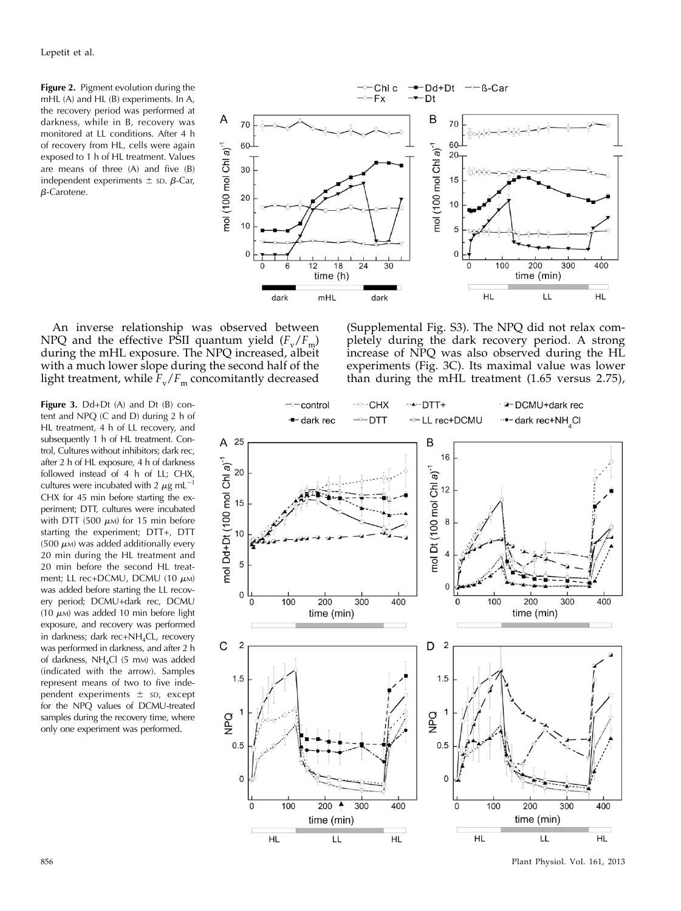**Figure 2.** Pigment evolution during the mHL (A) and HL (B) experiments. In A, the recovery period was performed at darkness, while in B, recovery was monitored at LL conditions. After 4 h of recovery from HL, cells were again exposed to 1 h of HL treatment. Values are means of three (A) and five (B) independent experiments ± SD. β-Car, β-Carotene.

Chl c
Dd+Dt
ß-Car
Fx
Dt

A
B

mol (100 mol Chl a)$^{-1}$

time (h)
time (min)

dark
mHL
dark

HL
LL
HL

An inverse relationship was observed between NPQ and the effective PSII quantum yield ($F_v/F_m$) during the mHL exposure. The NPQ increased, albeit with a much lower slope during the second half of the light treatment, while $F_v/F_m$ concomitantly decreased (Supplemental Fig. S3). The NPQ did not relax completely during the dark recovery period. A strong increase of NPQ was also observed during the HL experiments (Fig. 3C). Its maximal value was lower than during the mHL treatment (1.65 versus 2.75),

**Figure 3.** Dd+Dt (A) and Dt (B) content and NPQ (C and D) during 2 h of HL treatment, 4 h of LL recovery, and subsequently 1 h of HL treatment. Control, Cultures without inhibitors; dark rec, after 2 h of HL exposure, 4 h of darkness followed instead of 4 h of LL; CHX, cultures were incubated with 2 $\mu$g mL$^{-1}$ CHX for 45 min before starting the experiment; DTT, cultures were incubated with DTT (500 $\mu$M) for 15 min before starting the experiment; DTT+, DTT (500 $\mu$M) was added additionally every 20 min during the HL treatment and 20 min before the second HL treatment; LL rec+DCMU, DCMU (10 $\mu$M) was added before starting the LL recovery period; DCMU+dark rec, DCMU (10 $\mu$M) was added 10 min before light exposure, and recovery was performed in darkness; dark rec+$NH_4$CL, recovery was performed in darkness, and after 2 h of darkness, $NH_4$Cl (5 mM) was added (indicated with the arrow). Samples represent means of two to five independent experiments ± SD, except for the NPQ values of DCMU-treated samples during the recovery time, where only one experiment was performed.

control
CHX
DTT+
DCMU+dark rec
dark rec
DTT
LL rec+DCMU
dark rec+$NH_4$Cl

A
B
C
D

mol Dd+Dt (100 mol Chl a)$^{-1}$
mol Dt (100 mol Chl a)$^{-1}$
NPQ

time (min)

HL
LL
HL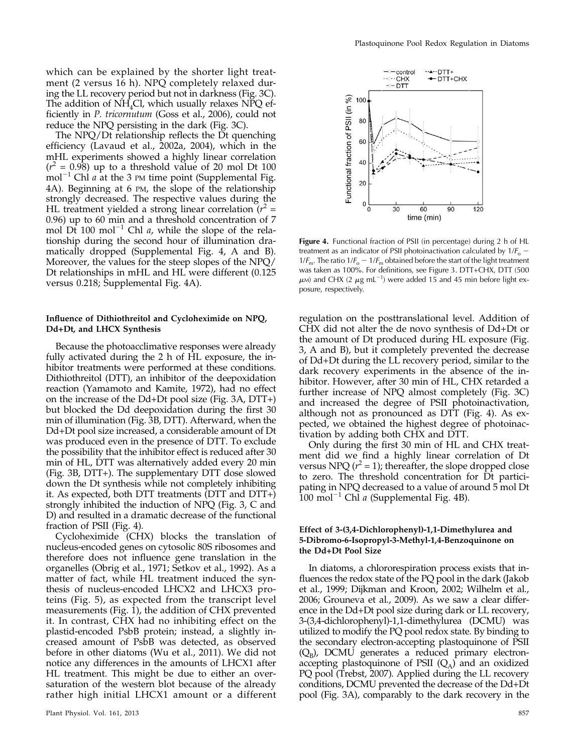which can be explained by the shorter light treatment (2 versus 16 h). NPQ completely relaxed during the LL recovery period but not in darkness (Fig. 3C). The addition of $NH_4Cl$, which usually relaxes NPQ efficiently in *P. tricornutum* (Goss et al., 2006), could not reduce the NPQ persisting in the dark (Fig. 3C).

The NPQ/Dt relationship reflects the Dt quenching efficiency (Lavaud et al., 2002a, 2004), which in the mHL experiments showed a highly linear correlation ($r^2 = 0.98$) up to a threshold value of 20 mol Dt 100 $mol^{-1}$ Chl *a* at the 3 PM time point (Supplemental Fig. 4A). Beginning at 6 PM, the slope of the relationship strongly decreased. The respective values during the HL treatment yielded a strong linear correlation ($r^2 = 0.96$) up to 60 min and a threshold concentration of 7 mol Dt 100 $mol^{-1}$ Chl *a*, while the slope of the relationship during the second hour of illumination dramatically dropped (Supplemental Fig. 4, A and B). Moreover, the values for the steep slopes of the NPQ/Dt relationships in mHL and HL were different (0.125 versus 0.218; Supplemental Fig. 4A).

### Influence of Dithiothreitol and Cycloheximide on NPQ, Dd+Dt, and LHCX Synthesis

Because the photoacclimative responses were already fully activated during the 2 h of HL exposure, the inhibitor treatments were performed at these conditions. Dithiothreitol (DTT), an inhibitor of the deepoxidation reaction (Yamamoto and Kamite, 1972), had no effect on the increase of the Dd+Dt pool size (Fig. 3A, DTT+) but blocked the Dd deepoxidation during the first 30 min of illumination (Fig. 3B, DTT). Afterward, when the Dd+Dt pool size increased, a considerable amount of Dt was produced even in the presence of DTT. To exclude the possibility that the inhibitor effect is reduced after 30 min of HL, DTT was alternatively added every 20 min (Fig. 3B, DTT+). The supplementary DTT dose slowed down the Dt synthesis while not completely inhibiting it. As expected, both DTT treatments (DTT and DTT+) strongly inhibited the induction of NPQ (Fig. 3, C and D) and resulted in a dramatic decrease of the functional fraction of PSII (Fig. 4).

Cycloheximide (CHX) blocks the translation of nucleus-encoded genes on cytosolic 80S ribosomes and therefore does not influence gene translation in the organelles (Obrig et al., 1971; Setkov et al., 1992). As a matter of fact, while HL treatment induced the synthesis of nucleus-encoded LHCX2 and LHCX3 proteins (Fig. 5), as expected from the transcript level measurements (Fig. 1), the addition of CHX prevented it. In contrast, CHX had no inhibiting effect on the plastid-encoded PsbB protein; instead, a slightly increased amount of PsbB was detected, as observed before in other diatoms (Wu et al., 2011). We did not notice any differences in the amounts of LHCX1 after HL treatment. This might be due to either an oversaturation of the western blot because of the already rather high initial LHCX1 amount or a different regulation on the posttranslational level. Addition of CHX did not alter the de novo synthesis of Dd+Dt or the amount of Dt produced during HL exposure (Fig. 3, A and B), but it completely prevented the decrease of Dd+Dt during the LL recovery period, similar to the dark recovery experiments in the absence of the inhibitor. However, after 30 min of HL, CHX retarded a further increase of NPQ almost completely (Fig. 3C) and increased the degree of PSII photoinactivation, although not as pronounced as DTT (Fig. 4). As expected, we obtained the highest degree of photoinactivation by adding both CHX and DTT.

Only during the first 30 min of HL and CHX treatment did we find a highly linear correlation of Dt versus NPQ ($r^2 = 1$); thereafter, the slope dropped close to zero. The threshold concentration for Dt participating in NPQ decreased to a value of around 5 mol Dt 100 $mol^{-1}$ Chl *a* (Supplemental Fig. 4B).

control
CHX
DTT
DTT+
DTT+CHX
Functional fraction of PSII (in %)
0
20
40
60
80
100
0
30
60
90
120
time (min)

**Figure 4.** Functional fraction of PSII (in percentage) during 2 h of HL treatment as an indicator of PSII photoinactivation calculated by $1/F_o - 1/F_m$. The ratio $1/F_o - 1/F_m$ obtained before the start of the light treatment was taken as 100%. For definitions, see Figure 3. DTT+CHX, DTT (500 $\mu$M) and CHX (2 $\mu$g $mL^{-1}$) were added 15 and 45 min before light exposure, respectively.

### Effect of 3-(3,4-Dichlorophenyl)-1,1-Dimethylurea and 5-Dibromo-6-Isopropyl-3-Methyl-1,4-Benzoquinone on the Dd+Dt Pool Size

In diatoms, a chlororespiration process exists that influences the redox state of the PQ pool in the dark (Jakob et al., 1999; Dijkman and Kroon, 2002; Wilhelm et al., 2006; Grouneva et al., 2009). As we saw a clear difference in the Dd+Dt pool size during dark or LL recovery, 3-(3,4-dichlorophenyl)-1,1-dimethylurea (DCMU) was utilized to modify the PQ pool redox state. By binding to the secondary electron-accepting plastoquinone of PSII ($Q_B$), DCMU generates a reduced primary electron-accepting plastoquinone of PSII ($Q_A$) and an oxidized PQ pool (Trebst, 2007). Applied during the LL recovery conditions, DCMU prevented the decrease of the Dd+Dt pool (Fig. 3A), comparably to the dark recovery in the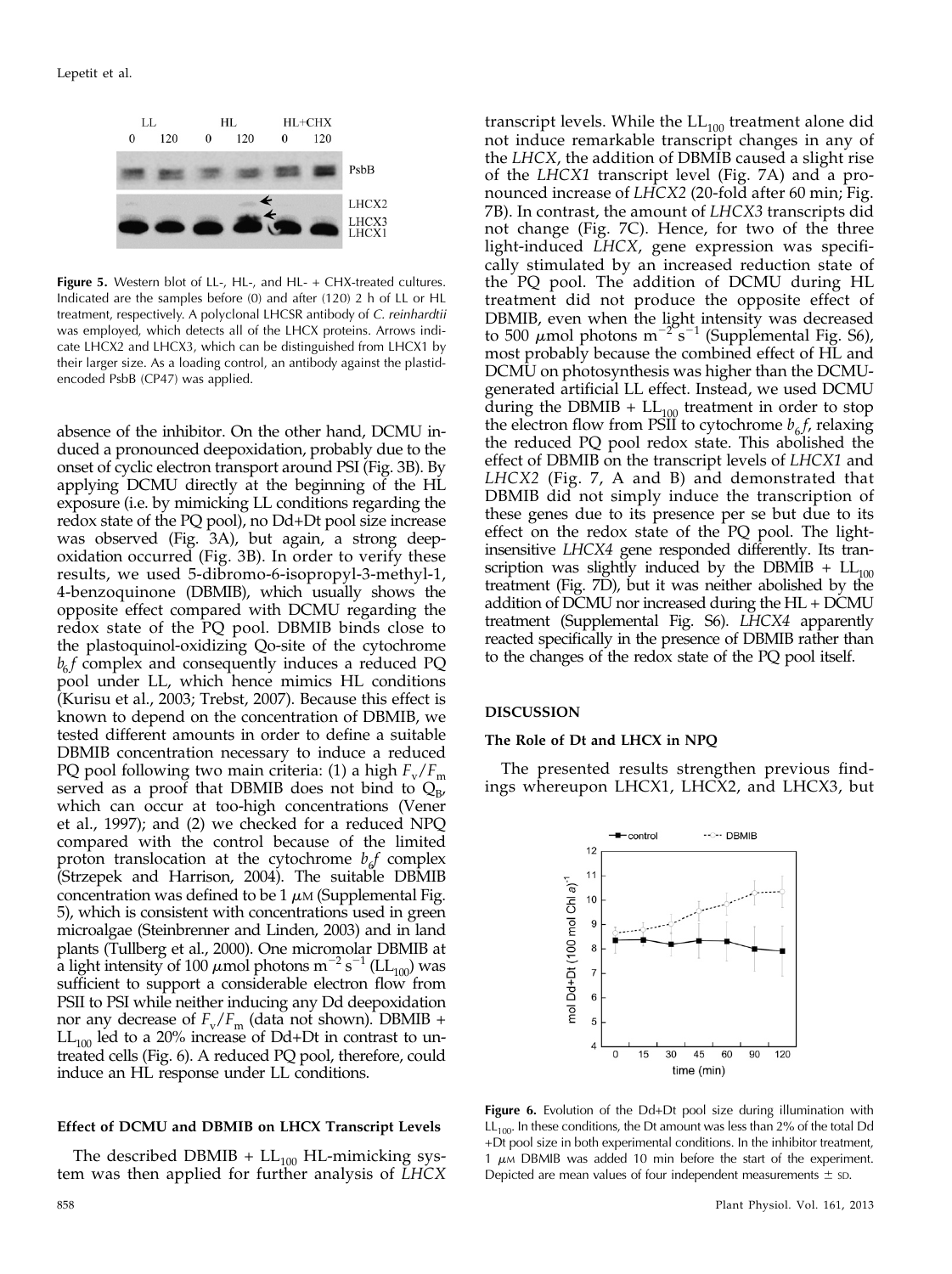LL HL HL+CHX

0 120 0 120 0 120

PsbB

LHCX2

LHCX3

LHCX1

**Figure 5.** Western blot of LL-, HL-, and HL- + CHX-treated cultures. Indicated are the samples before (0) and after (120) 2 h of LL or HL treatment, respectively. A polyclonal LHCSR antibody of *C. reinhardtii* was employed, which detects all of the LHCX proteins. Arrows indicate LHCX2 and LHCX3, which can be distinguished from LHCX1 by their larger size. As a loading control, an antibody against the plastid-encoded PsbB (CP47) was applied.

absence of the inhibitor. On the other hand, DCMU induced a pronounced deepoxidation, probably due to the onset of cyclic electron transport around PSI (Fig. 3B). By applying DCMU directly at the beginning of the HL exposure (i.e. by mimicking LL conditions regarding the redox state of the PQ pool), no Dd+Dt pool size increase was observed (Fig. 3A), but again, a strong deepoxidation occurred (Fig. 3B). In order to verify these results, we used 5-dibromo-6-isopropyl-3-methyl-1, 4-benzoquinone (DBMIB), which usually shows the opposite effect compared with DCMU regarding the redox state of the PQ pool. DBMIB binds close to the plastoquinol-oxidizing Qo-site of the cytochrome $b_6f$ complex and consequently induces a reduced PQ pool under LL, which hence mimics HL conditions (Kurisu et al., 2003; Trebst, 2007). Because this effect is known to depend on the concentration of DBMIB, we tested different amounts in order to define a suitable DBMIB concentration necessary to induce a reduced PQ pool following two main criteria: (1) a high $F_v/F_m$ served as a proof that DBMIB does not bind to $Q_B$, which can occur at too-high concentrations (Vener et al., 1997); and (2) we checked for a reduced NPQ compared with the control because of the limited proton translocation at the cytochrome $b_6f$ complex (Strzepek and Harrison, 2004). The suitable DBMIB concentration was defined to be 1 $\mu$M (Supplemental Fig. 5), which is consistent with concentrations used in green microalgae (Steinbrenner and Linden, 2003) and in land plants (Tullberg et al., 2000). One micromolar DBMIB at a light intensity of 100 $\mu$mol photons $m^{-2}$ $s^{-1}$ ($LL_{100}$) was sufficient to support a considerable electron flow from PSII to PSI while neither inducing any Dd deepoxidation nor any decrease of $F_v/F_m$ (data not shown). DBMIB + $LL_{100}$ led to a 20% increase of Dd+Dt in contrast to untreated cells (Fig. 6). A reduced PQ pool, therefore, could induce an HL response under LL conditions.

#### Effect of DCMU and DBMIB on LHCX Transcript Levels

The described DBMIB + $LL_{100}$ HL-mimicking system was then applied for further analysis of *LHCX* transcript levels. While the $LL_{100}$ treatment alone did not induce remarkable transcript changes in any of the *LHCX*, the addition of DBMIB caused a slight rise of the *LHCX1* transcript level (Fig. 7A) and a pronounced increase of *LHCX2* (20-fold after 60 min; Fig. 7B). In contrast, the amount of *LHCX3* transcripts did not change (Fig. 7C). Hence, for two of the three light-induced *LHCX*, gene expression was specifically stimulated by an increased reduction state of the PQ pool. The addition of DCMU during HL treatment did not produce the opposite effect of DBMIB, even when the light intensity was decreased to 500 $\mu$mol photons $m^{-2}$ $s^{-1}$ (Supplemental Fig. S6), most probably because the combined effect of HL and DCMU on photosynthesis was higher than the DCMU-generated artificial LL effect. Instead, we used DCMU during the DBMIB + $LL_{100}$ treatment in order to stop the electron flow from PSII to cytochrome $b_6f$, relaxing the reduced PQ pool redox state. This abolished the effect of DBMIB on the transcript levels of *LHCX1* and *LHCX2* (Fig. 7, A and B) and demonstrated that DBMIB did not simply induce the transcription of these genes due to its presence per se but due to its effect on the redox state of the PQ pool. The light-insensitive *LHCX4* gene responded differently. Its transcription was slightly induced by the DBMIB + $LL_{100}$ treatment (Fig. 7D), but it was neither abolished by the addition of DCMU nor increased during the HL + DCMU treatment (Supplemental Fig. S6). *LHCX4* apparently reacted specifically in the presence of DBMIB rather than to the changes of the redox state of the PQ pool itself.

## DISCUSSION

### The Role of Dt and LHCX in NPQ

The presented results strengthen previous findings whereupon LHCX1, LHCX2, and LHCX3, but

control DBMIB

mol Dd+Dt (100 mol Chl a)$^{-1}$

12 11 10 9 8 7 6 5 4

0 15 30 45 60 90 120

time (min)

**Figure 6.** Evolution of the Dd+Dt pool size during illumination with $LL_{100}$. In these conditions, the Dt amount was less than 2% of the total Dd+Dt pool size in both experimental conditions. In the inhibitor treatment, 1 $\mu$M DBMIB was added 10 min before the start of the experiment. Depicted are mean values of four independent measurements ± SD.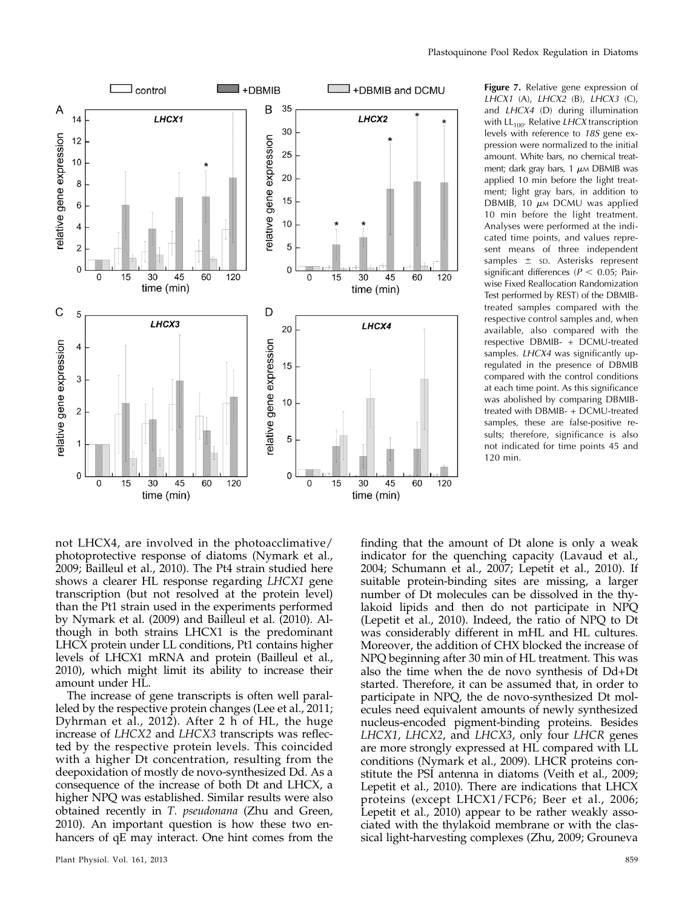control  +DBMIB  +DBMIB and DCMU

A
LHCX1
relative gene expression
0 2 4 6 8 10 12 14
0 15 30 45 60 120
time (min)

B
LHCX2
relative gene expression
0 5 10 15 20 25 30 35
0 15 30 45 60 120
time (min)

C
LHCX3
relative gene expression
0 1 2 3 4 5
0 15 30 45 60 120
time (min)

D
LHCX4
relative gene expression
0 5 10 15 20
0 15 30 45 60 120
time (min)

**Figure 7.** Relative gene expression of *LHCX1* (A), *LHCX2* (B), *LHCX3* (C), and *LHCX4* (D) during illumination with $LL_{100}$. Relative *LHCX* transcription levels with reference to *18S* gene expression were normalized to the initial amount. White bars, no chemical treatment; dark gray bars, 1 $\mu$M DBMIB was applied 10 min before the light treatment; light gray bars, in addition to DBMIB, 10 $\mu$M DCMU was applied 10 min before the light treatment. Analyses were performed at the indicated time points, and values represent means of three independent samples ± SD. Asterisks represent significant differences ($P < 0.05$; Pairwise Fixed Reallocation Randomization Test performed by REST) of the DBMIB-treated samples compared with the respective control samples and, when available, also compared with the respective DBMIB- + DCMU-treated samples. *LHCX4* was significantly upregulated in the presence of DBMIB compared with the control conditions at each time point. As this significance was abolished by comparing DBMIB-treated with DBMIB- + DCMU-treated samples, these are false-positive results; therefore, significance is also not indicated for time points 45 and 120 min.

not LHCX4, are involved in the photoacclimative/photoprotective response of diatoms (Nymark et al., 2009; Bailleul et al., 2010). The Pt4 strain studied here shows a clearer HL response regarding *LHCX1* gene transcription (but not resolved at the protein level) than the Pt1 strain used in the experiments performed by Nymark et al. (2009) and Bailleul et al. (2010). Although in both strains LHCX1 is the predominant LHCX protein under LL conditions, Pt1 contains higher levels of LHCX1 mRNA and protein (Bailleul et al., 2010), which might limit its ability to increase their amount under HL.

The increase of gene transcripts is often well paralleled by the respective protein changes (Lee et al., 2011; Dyhrman et al., 2012). After 2 h of HL, the huge increase of *LHCX2* and *LHCX3* transcripts was reflected by the respective protein levels. This coincided with a higher Dt concentration, resulting from the deepoxidation of mostly de novo-synthesized Dd. As a consequence of the increase of both Dt and LHCX, a higher NPQ was established. Similar results were also obtained recently in *T. pseudonana* (Zhu and Green, 2010). An important question is how these two enhancers of qE may interact. One hint comes from the finding that the amount of Dt alone is only a weak indicator for the quenching capacity (Lavaud et al., 2004; Schumann et al., 2007; Lepetit et al., 2010). If suitable protein-binding sites are missing, a larger number of Dt molecules can be dissolved in the thylakoid lipids and then do not participate in NPQ (Lepetit et al., 2010). Indeed, the ratio of NPQ to Dt was considerably different in mHL and HL cultures. Moreover, the addition of CHX blocked the increase of NPQ beginning after 30 min of HL treatment. This was also the time when the de novo synthesis of Dd+Dt started. Therefore, it can be assumed that, in order to participate in NPQ, the de novo-synthesized Dt molecules need equivalent amounts of newly synthesized nucleus-encoded pigment-binding proteins. Besides *LHCX1*, *LHCX2*, and *LHCX3*, only four *LHCR* genes are more strongly expressed at HL compared with LL conditions (Nymark et al., 2009). LHCR proteins constitute the PSI antenna in diatoms (Veith et al., 2009; Lepetit et al., 2010). There are indications that LHCX proteins (except LHCX1/FCP6; Beer et al., 2006; Lepetit et al., 2010) appear to be rather weakly associated with the thylakoid membrane or with the classical light-harvesting complexes (Zhu, 2009; Grouneva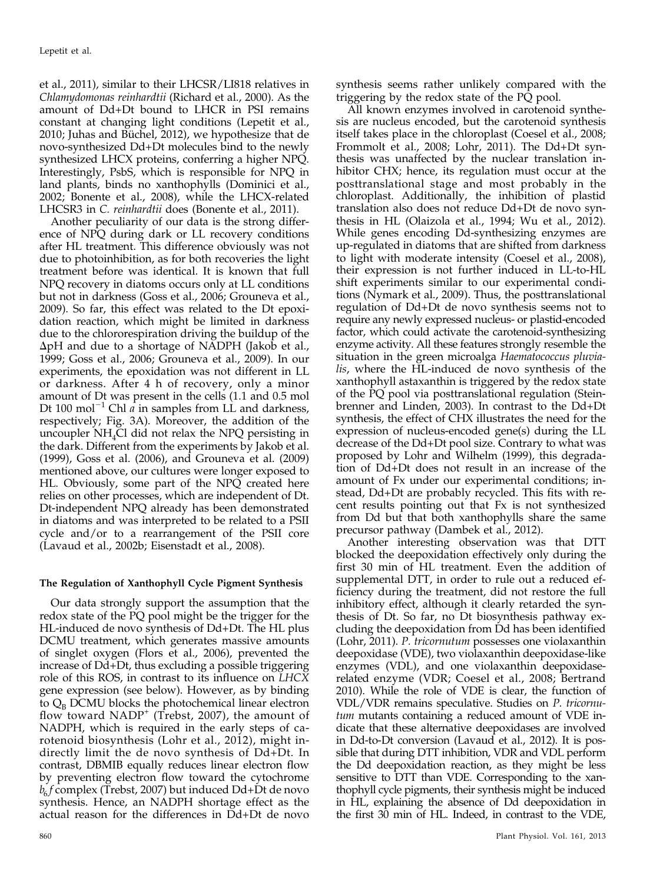et al., 2011), similar to their LHCSR/LI818 relatives in *Chlamydomonas reinhardtii* (Richard et al., 2000). As the amount of Dd+Dt bound to LHCR in PSI remains constant at changing light conditions (Lepetit et al., 2010; Juhas and Büchel, 2012), we hypothesize that de novo-synthesized Dd+Dt molecules bind to the newly synthesized LHCX proteins, conferring a higher NPQ. Interestingly, PsbS, which is responsible for NPQ in land plants, binds no xanthophylls (Dominici et al., 2002; Bonente et al., 2008), while the LHCX-related LHCSR3 in *C. reinhardtii* does (Bonente et al., 2011).

Another peculiarity of our data is the strong difference of NPQ during dark or LL recovery conditions after HL treatment. This difference obviously was not due to photoinhibition, as for both recoveries the light treatment before was identical. It is known that full NPQ recovery in diatoms occurs only at LL conditions but not in darkness (Goss et al., 2006; Grouneva et al., 2009). So far, this effect was related to the Dt epoxidation reaction, which might be limited in darkness due to the chlororespiration driving the buildup of the ΔpH and due to a shortage of NADPH (Jakob et al., 1999; Goss et al., 2006; Grouneva et al., 2009). In our experiments, the epoxidation was not different in LL or darkness. After 4 h of recovery, only a minor amount of Dt was present in the cells (1.1 and 0.5 mol Dt 100 $mol^{-1}$ Chl *a* in samples from LL and darkness, respectively; Fig. 3A). Moreover, the addition of the uncoupler $NH_4Cl$ did not relax the NPQ persisting in the dark. Different from the experiments by Jakob et al. (1999), Goss et al. (2006), and Grouneva et al. (2009) mentioned above, our cultures were longer exposed to HL. Obviously, some part of the NPQ created here relies on other processes, which are independent of Dt. Dt-independent NPQ already has been demonstrated in diatoms and was interpreted to be related to a PSII cycle and/or to a rearrangement of the PSII core (Lavaud et al., 2002b; Eisenstadt et al., 2008).

### The Regulation of Xanthophyll Cycle Pigment Synthesis

Our data strongly support the assumption that the redox state of the PQ pool might be the trigger for the HL-induced de novo synthesis of Dd+Dt. The HL plus DCMU treatment, which generates massive amounts of singlet oxygen (Flors et al., 2006), prevented the increase of Dd+Dt, thus excluding a possible triggering role of this ROS, in contrast to its influence on *LHCX* gene expression (see below). However, as by binding to $Q_B$ DCMU blocks the photochemical linear electron flow toward $NADP^+$ (Trebst, 2007), the amount of NADPH, which is required in the early steps of carotenoid biosynthesis (Lohr et al., 2012), might indirectly limit the de novo synthesis of Dd+Dt. In contrast, DBMIB equally reduces linear electron flow by preventing electron flow toward the cytochrome $b_6f$ complex (Trebst, 2007) but induced Dd+Dt de novo synthesis. Hence, an NADPH shortage effect as the actual reason for the differences in Dd+Dt de novo synthesis seems rather unlikely compared with the triggering by the redox state of the PQ pool.

All known enzymes involved in carotenoid synthesis are nucleus encoded, but the carotenoid synthesis itself takes place in the chloroplast (Coesel et al., 2008; Frommolt et al., 2008; Lohr, 2011). The Dd+Dt synthesis was unaffected by the nuclear translation inhibitor CHX; hence, its regulation must occur at the posttranslational stage and most probably in the chloroplast. Additionally, the inhibition of plastid translation also does not reduce Dd+Dt de novo synthesis in HL (Olaizola et al., 1994; Wu et al., 2012). While genes encoding Dd-synthesizing enzymes are up-regulated in diatoms that are shifted from darkness to light with moderate intensity (Coesel et al., 2008), their expression is not further induced in LL-to-HL shift experiments similar to our experimental conditions (Nymark et al., 2009). Thus, the posttranslational regulation of Dd+Dt de novo synthesis seems not to require any newly expressed nucleus- or plastid-encoded factor, which could activate the carotenoid-synthesizing enzyme activity. All these features strongly resemble the situation in the green microalga *Haematococcus pluvialis*, where the HL-induced de novo synthesis of the xanthophyll astaxanthin is triggered by the redox state of the PQ pool via posttranslational regulation (Steinbrenner and Linden, 2003). In contrast to the Dd+Dt synthesis, the effect of CHX illustrates the need for the expression of nucleus-encoded gene(s) during the LL decrease of the Dd+Dt pool size. Contrary to what was proposed by Lohr and Wilhelm (1999), this degradation of Dd+Dt does not result in an increase of the amount of Fx under our experimental conditions; instead, Dd+Dt are probably recycled. This fits with recent results pointing out that Fx is not synthesized from Dd but that both xanthophylls share the same precursor pathway (Dambek et al., 2012).

Another interesting observation was that DTT blocked the deepoxidation effectively only during the first 30 min of HL treatment. Even the addition of supplemental DTT, in order to rule out a reduced efficiency during the treatment, did not restore the full inhibitory effect, although it clearly retarded the synthesis of Dt. So far, no Dt biosynthesis pathway excluding the deepoxidation from Dd has been identified (Lohr, 2011). *P. tricornutum* possesses one violaxanthin deepoxidase (VDE), two violaxanthin deepoxidase-like enzymes (VDL), and one violaxanthin deepoxidase-related enzyme (VDR; Coesel et al., 2008; Bertrand 2010). While the role of VDE is clear, the function of VDL/VDR remains speculative. Studies on *P. tricornutum* mutants containing a reduced amount of VDE indicate that these alternative deepoxidases are involved in Dd-to-Dt conversion (Lavaud et al., 2012). It is possible that during DTT inhibition, VDR and VDL perform the Dd deepoxidation reaction, as they might be less sensitive to DTT than VDE. Corresponding to the xanthophyll cycle pigments, their synthesis might be induced in HL, explaining the absence of Dd deepoxidation in the first 30 min of HL. Indeed, in contrast to the VDE,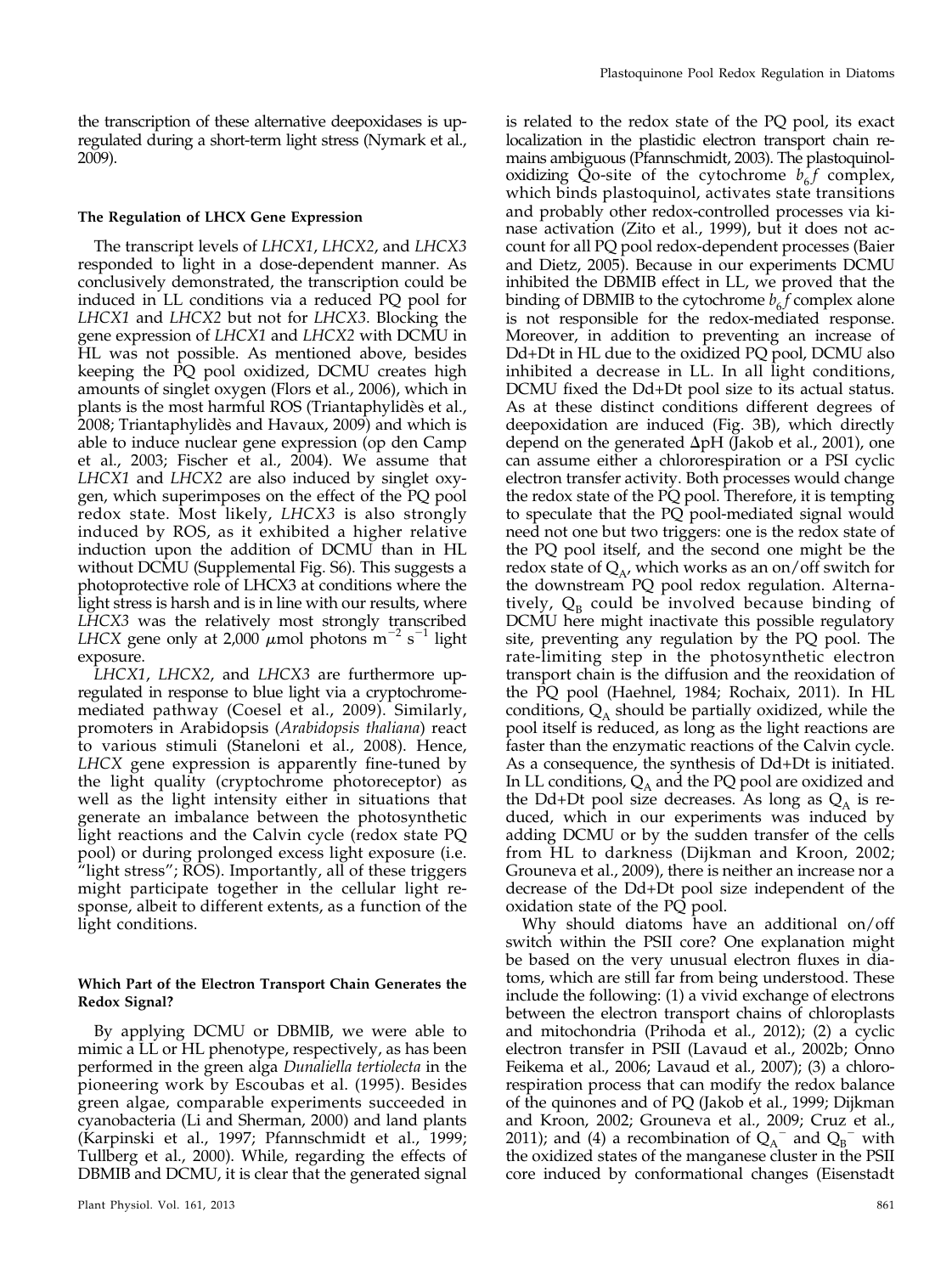the transcription of these alternative deepoxidases is upregulated during a short-term light stress (Nymark et al., 2009).

### The Regulation of LHCX Gene Expression

The transcript levels of *LHCX1*, *LHCX2*, and *LHCX3* responded to light in a dose-dependent manner. As conclusively demonstrated, the transcription could be induced in LL conditions via a reduced PQ pool for *LHCX1* and *LHCX2* but not for *LHCX3*. Blocking the gene expression of *LHCX1* and *LHCX2* with DCMU in HL was not possible. As mentioned above, besides keeping the PQ pool oxidized, DCMU creates high amounts of singlet oxygen (Flors et al., 2006), which in plants is the most harmful ROS (Triantaphylidès et al., 2008; Triantaphylidès and Havaux, 2009) and which is able to induce nuclear gene expression (op den Camp et al., 2003; Fischer et al., 2004). We assume that *LHCX1* and *LHCX2* are also induced by singlet oxygen, which superimposes on the effect of the PQ pool redox state. Most likely, *LHCX3* is also strongly induced by ROS, as it exhibited a higher relative induction upon the addition of DCMU than in HL without DCMU (Supplemental Fig. S6). This suggests a photoprotective role of LHCX3 at conditions where the light stress is harsh and is in line with our results, where *LHCX3* was the relatively most strongly transcribed *LHCX* gene only at 2,000 $\mu$mol photons $m^{-2}$ $s^{-1}$ light exposure.

*LHCX1*, *LHCX2*, and *LHCX3* are furthermore upregulated in response to blue light via a cryptochrome-mediated pathway (Coesel et al., 2009). Similarly, promoters in Arabidopsis (*Arabidopsis thaliana*) react to various stimuli (Staneloni et al., 2008). Hence, *LHCX* gene expression is apparently fine-tuned by the light quality (cryptochrome photoreceptor) as well as the light intensity either in situations that generate an imbalance between the photosynthetic light reactions and the Calvin cycle (redox state PQ pool) or during prolonged excess light exposure (i.e. "light stress"; ROS). Importantly, all of these triggers might participate together in the cellular light response, albeit to different extents, as a function of the light conditions.

### Which Part of the Electron Transport Chain Generates the Redox Signal?

By applying DCMU or DBMIB, we were able to mimic a LL or HL phenotype, respectively, as has been performed in the green alga *Dunaliella tertiolecta* in the pioneering work by Escoubas et al. (1995). Besides green algae, comparable experiments succeeded in cyanobacteria (Li and Sherman, 2000) and land plants (Karpinski et al., 1997; Pfannschmidt et al., 1999; Tullberg et al., 2000). While, regarding the effects of DBMIB and DCMU, it is clear that the generated signal is related to the redox state of the PQ pool, its exact localization in the plastidic electron transport chain remains ambiguous (Pfannschmidt, 2003). The plastoquinol-oxidizing Qo-site of the cytochrome $b_6f$ complex, which binds plastoquinol, activates state transitions and probably other redox-controlled processes via kinase activation (Zito et al., 1999), but it does not account for all PQ pool redox-dependent processes (Baier and Dietz, 2005). Because in our experiments DCMU inhibited the DBMIB effect in LL, we proved that the binding of DBMIB to the cytochrome $b_6f$ complex alone is not responsible for the redox-mediated response. Moreover, in addition to preventing an increase of Dd+Dt in HL due to the oxidized PQ pool, DCMU also inhibited a decrease in LL. In all light conditions, DCMU fixed the Dd+Dt pool size to its actual status. As at these distinct conditions different degrees of deepoxidation are induced (Fig. 3B), which directly depend on the generated $\Delta$pH (Jakob et al., 2001), one can assume either a chlororespiration or a PSI cyclic electron transfer activity. Both processes would change the redox state of the PQ pool. Therefore, it is tempting to speculate that the PQ pool-mediated signal would need not one but two triggers: one is the redox state of the PQ pool itself, and the second one might be the redox state of $Q_A$, which works as an on/off switch for the downstream PQ pool redox regulation. Alternatively, $Q_B$ could be involved because binding of DCMU here might inactivate this possible regulatory site, preventing any regulation by the PQ pool. The rate-limiting step in the photosynthetic electron transport chain is the diffusion and the reoxidation of the PQ pool (Haehnel, 1984; Rochaix, 2011). In HL conditions, $Q_A$ should be partially oxidized, while the pool itself is reduced, as long as the light reactions are faster than the enzymatic reactions of the Calvin cycle. As a consequence, the synthesis of Dd+Dt is initiated. In LL conditions, $Q_A$ and the PQ pool are oxidized and the Dd+Dt pool size decreases. As long as $Q_A$ is reduced, which in our experiments was induced by adding DCMU or by the sudden transfer of the cells from HL to darkness (Dijkman and Kroon, 2002; Grouneva et al., 2009), there is neither an increase nor a decrease of the Dd+Dt pool size independent of the oxidation state of the PQ pool.

Why should diatoms have an additional on/off switch within the PSII core? One explanation might be based on the very unusual electron fluxes in diatoms, which are still far from being understood. These include the following: (1) a vivid exchange of electrons between the electron transport chains of chloroplasts and mitochondria (Prihoda et al., 2012); (2) a cyclic electron transfer in PSII (Lavaud et al., 2002b; Onno Feikema et al., 2006; Lavaud et al., 2007); (3) a chlororespiration process that can modify the redox balance of the quinones and of PQ (Jakob et al., 1999; Dijkman and Kroon, 2002; Grouneva et al., 2009; Cruz et al., 2011); and (4) a recombination of $Q_A^-$ and $Q_B^-$ with the oxidized states of the manganese cluster in the PSII core induced by conformational changes (Eisenstadt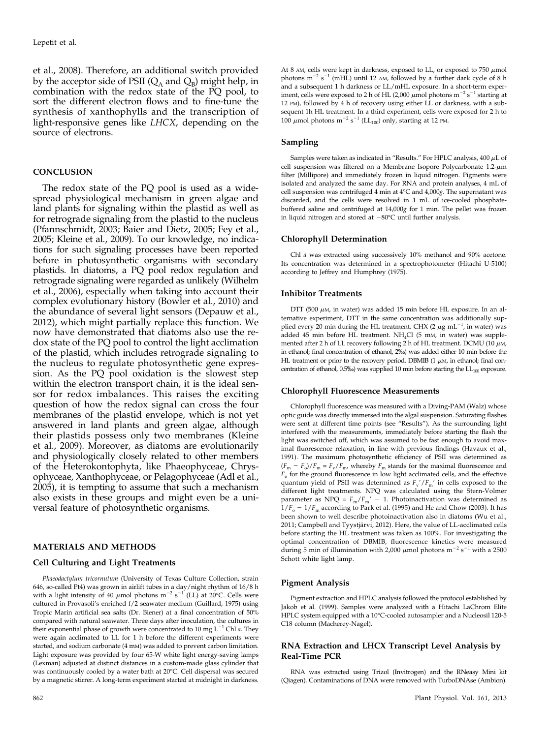et al., 2008). Therefore, an additional switch provided by the acceptor side of PSII ($Q_A$ and $Q_B$) might help, in combination with the redox state of the PQ pool, to sort the different electron flows and to fine-tune the synthesis of xanthophylls and the transcription of light-responsive genes like *LHCX*, depending on the source of electrons.

## CONCLUSION

The redox state of the PQ pool is used as a widespread physiological mechanism in green algae and land plants for signaling within the plastid as well as for retrograde signaling from the plastid to the nucleus (Pfannschmidt, 2003; Baier and Dietz, 2005; Fey et al., 2005; Kleine et al., 2009). To our knowledge, no indications for such signaling processes have been reported before in photosynthetic organisms with secondary plastids. In diatoms, a PQ pool redox regulation and retrograde signaling were regarded as unlikely (Wilhelm et al., 2006), especially when taking into account their complex evolutionary history (Bowler et al., 2010) and the abundance of several light sensors (Depauw et al., 2012), which might partially replace this function. We now have demonstrated that diatoms also use the redox state of the PQ pool to control the light acclimation of the plastid, which includes retrograde signaling to the nucleus to regulate photosynthetic gene expression. As the PQ pool oxidation is the slowest step within the electron transport chain, it is the ideal sensor for redox imbalances. This raises the exciting question of how the redox signal can cross the four membranes of the plastid envelope, which is not yet answered in land plants and green algae, although their plastids possess only two membranes (Kleine et al., 2009). Moreover, as diatoms are evolutionarily and physiologically closely related to other members of the Heterokontophyta, like Phaeophyceae, Chrysophyceae, Xanthophyceae, or Pelagophyceae (Adl et al., 2005), it is tempting to assume that such a mechanism also exists in these groups and might even be a universal feature of photosynthetic organisms.

## MATERIALS AND METHODS

### Cell Culturing and Light Treatments

*Phaeodactylum tricornutum* (University of Texas Culture Collection, strain 646, so-called Pt4) was grown in airlift tubes in a day/night rhythm of 16/8 h with a light intensity of 40 $\mu$mol photons $m^{-2}$ $s^{-1}$ (LL) at 20°C. Cells were cultured in Provasoli's enriched f/2 seawater medium (Guillard, 1975) using Tropic Marin artificial sea salts (Dr. Biener) at a final concentration of 50% compared with natural seawater. Three days after inoculation, the cultures in their exponential phase of growth were concentrated to 10 mg $L^{-1}$ Chl *a*. They were again acclimated to LL for 1 h before the different experiments were started, and sodium carbonate (4 mM) was added to prevent carbon limitation. Light exposure was provided by four 65-W white light energy-saving lamps (Lexman) adjusted at distinct distances in a custom-made glass cylinder that was continuously cooled by a water bath at 20°C. Cell dispersal was secured by a magnetic stirrer. A long-term experiment started at midnight in darkness. At 8 AM, cells were kept in darkness, exposed to LL, or exposed to 750 $\mu$mol photons $m^{-2}$ $s^{-1}$ (mHL) until 12 AM, followed by a further dark cycle of 8 h and a subsequent 1 h darkness or LL/mHL exposure. In a short-term experiment, cells were exposed to 2 h of HL (2,000 $\mu$mol photons $m^{-2}$ $s^{-1}$ starting at 12 PM), followed by 4 h of recovery using either LL or darkness, with a subsequent 1h HL treatment. In a third experiment, cells were exposed for 2 h to 100 $\mu$mol photons $m^{-2}$ $s^{-1}$ ($LL_{100}$) only, starting at 12 PM.

### Sampling

Samples were taken as indicated in "Results." For HPLC analysis, 400 $\mu$L of cell suspension was filtered on a Membrane Isopore Polycarbonate 1.2-$\mu$m filter (Millipore) and immediately frozen in liquid nitrogen. Pigments were isolated and analyzed the same day. For RNA and protein analyses, 4 mL of cell suspension was centrifuged 4 min at 4°C and 4,000*g*. The supernatant was discarded, and the cells were resolved in 1 mL of ice-cooled phosphate-buffered saline and centrifuged at 14,000*g* for 1 min. The pellet was frozen in liquid nitrogen and stored at −80°C until further analysis.

### Chlorophyll Determination

Chl *a* was extracted using successively 10% methanol and 90% acetone. Its concentration was determined in a spectrophotometer (Hitachi U-5100) according to Jeffrey and Humphrey (1975).

### Inhibitor Treatments

DTT (500 $\mu$M, in water) was added 15 min before HL exposure. In an alternative experiment, DTT in the same concentration was additionally supplied every 20 min during the HL treatment. CHX (2 $\mu$g $mL^{-1}$, in water) was added 45 min before HL treatment. $NH_4Cl$ (5 mM, in water) was supplemented after 2 h of LL recovery following 2 h of HL treatment. DCMU (10 $\mu$M, in ethanol; final concentration of ethanol, 2‰) was added either 10 min before the HL treatment or prior to the recovery period. DBMIB (1 $\mu$M, in ethanol; final concentration of ethanol, 0.5‰) was supplied 10 min before starting the $LL_{100}$ exposure.

### Chlorophyll Fluorescence Measurements

Chlorophyll fluorescence was measured with a Diving-PAM (Walz) whose optic guide was directly immersed into the algal suspension. Saturating flashes were sent at different time points (see "Results"). As the surrounding light interfered with the measurements, immediately before starting the flash the light was switched off, which was assumed to be fast enough to avoid maximal fluorescence relaxation, in line with previous findings (Havaux et al., 1991). The maximum photosynthetic efficiency of PSII was determined as $(F_m - F_o)/F_m = F_v/F_m$, whereby $F_m$ stands for the maximal fluorescence and $F_o$ for the ground fluorescence in low light acclimated cells, and the effective quantum yield of PSII was determined as $F_v'/F_m'$ in cells exposed to the different light treatments. NPQ was calculated using the Stern-Volmer parameter as $NPQ = F_m/F_m' - 1$. Photoinactivation was determined as $1/F_o - 1/F_m$ according to Park et al. (1995) and He and Chow (2003). It has been shown to well describe photoinactivation also in diatoms (Wu et al., 2011; Campbell and Tyystjärvi, 2012). Here, the value of LL-acclimated cells before starting the HL treatment was taken as 100%. For investigating the optimal concentration of DBMIB, fluorescence kinetics were measured during 5 min of illumination with 2,000 $\mu$mol photons $m^{-2}$ $s^{-1}$ with a 2500 Schott white light lamp.

### Pigment Analysis

Pigment extraction and HPLC analysis followed the protocol established by Jakob et al. (1999). Samples were analyzed with a Hitachi LaChrom Elite HPLC system equipped with a 10°C-cooled autosampler and a Nucleosil 120-5 C18 column (Macherey-Nagel).

### RNA Extraction and LHCX Transcript Level Analysis by Real-Time PCR

RNA was extracted using Trizol (Invitrogen) and the RNeasy Mini kit (Qiagen). Contaminations of DNA were removed with TurboDNAse (Ambion).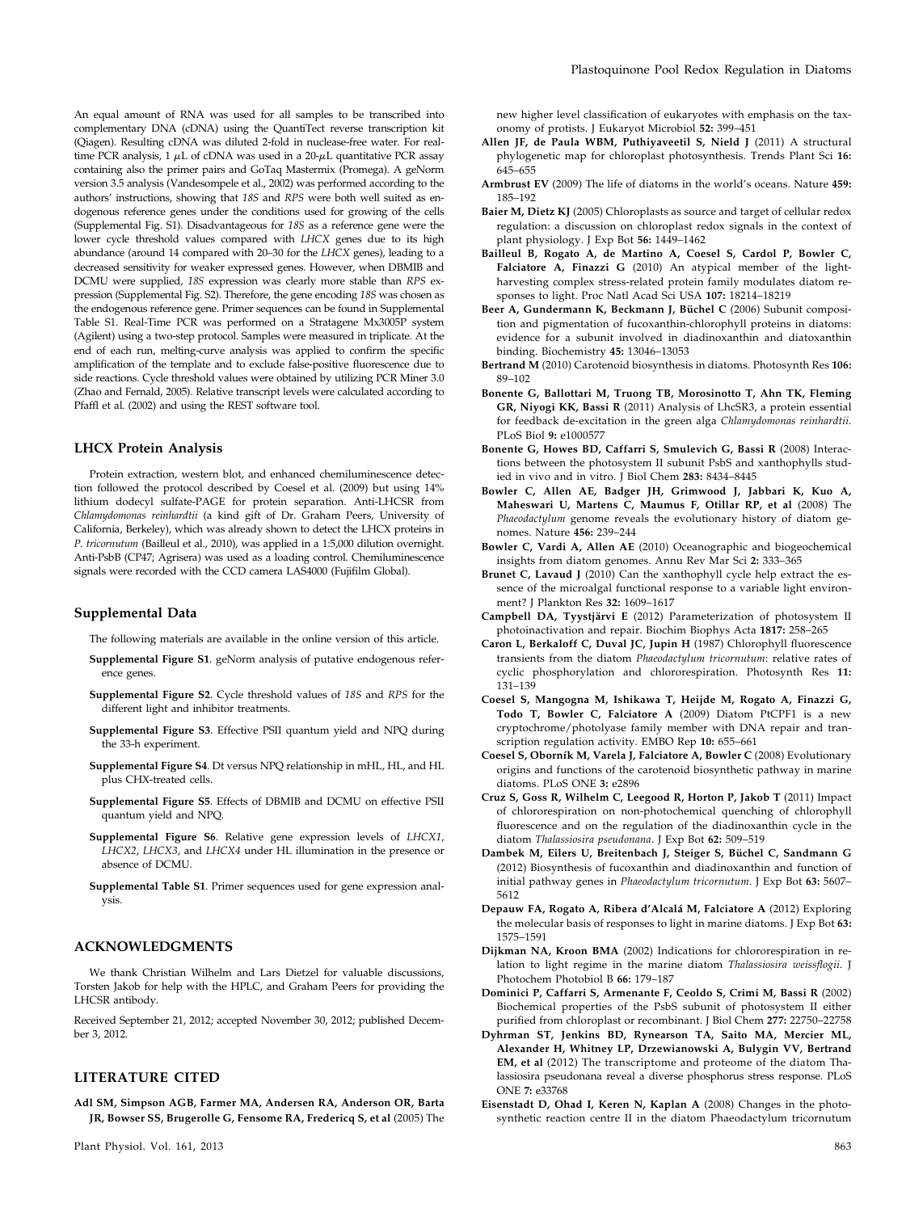An equal amount of RNA was used for all samples to be transcribed into complementary DNA (cDNA) using the QuantiTect reverse transcription kit (Qiagen). Resulting cDNA was diluted 2-fold in nuclease-free water. For real-time PCR analysis, 1 μL of cDNA was used in a 20-μL quantitative PCR assay containing also the primer pairs and GoTaq Mastermix (Promega). A geNorm version 3.5 analysis (Vandesompele et al., 2002) was performed according to the authors' instructions, showing that *18S* and *RPS* were both well suited as endogenous reference genes under the conditions used for growing of the cells (Supplemental Fig. S1). Disadvantageous for *18S* as a reference gene were the lower cycle threshold values compared with *LHCX* genes due to its high abundance (around 14 compared with 20–30 for the *LHCX* genes), leading to a decreased sensitivity for weaker expressed genes. However, when DBMIB and DCMU were supplied, *18S* expression was clearly more stable than *RPS* expression (Supplemental Fig. S2). Therefore, the gene encoding *18S* was chosen as the endogenous reference gene. Primer sequences can be found in Supplemental Table S1. Real-Time PCR was performed on a Stratagene Mx3005P system (Agilent) using a two-step protocol. Samples were measured in triplicate. At the end of each run, melting-curve analysis was applied to confirm the specific amplification of the template and to exclude false-positive fluorescence due to side reactions. Cycle threshold values were obtained by utilizing PCR Miner 3.0 (Zhao and Fernald, 2005). Relative transcript levels were calculated according to Pfaffl et al. (2002) and using the REST software tool.

## LHCX Protein Analysis

Protein extraction, western blot, and enhanced chemiluminescence detection followed the protocol described by Coesel et al. (2009) but using 14% lithium dodecyl sulfate-PAGE for protein separation. Anti-LHCSR from *Chlamydomonas reinhardtii* (a kind gift of Dr. Graham Peers, University of California, Berkeley), which was already shown to detect the LHCX proteins in *P. tricornutum* (Bailleul et al., 2010), was applied in a 1:5,000 dilution overnight. Anti-PsbB (CP47; Agrisera) was used as a loading control. Chemiluminescence signals were recorded with the CCD camera LAS4000 (Fujifilm Global).

## Supplemental Data

The following materials are available in the online version of this article.

- **Supplemental Figure S1**. geNorm analysis of putative endogenous reference genes.
- **Supplemental Figure S2**. Cycle threshold values of *18S* and *RPS* for the different light and inhibitor treatments.
- **Supplemental Figure S3**. Effective PSII quantum yield and NPQ during the 33-h experiment.
- **Supplemental Figure S4**. Dt versus NPQ relationship in mHL, HL, and HL plus CHX-treated cells.
- **Supplemental Figure S5**. Effects of DBMIB and DCMU on effective PSII quantum yield and NPQ.
- **Supplemental Figure S6**. Relative gene expression levels of *LHCX1*, *LHCX2*, *LHCX3*, and *LHCX4* under HL illumination in the presence or absence of DCMU.
- **Supplemental Table S1**. Primer sequences used for gene expression analysis.

## ACKNOWLEDGMENTS

We thank Christian Wilhelm and Lars Dietzel for valuable discussions, Torsten Jakob for help with the HPLC, and Graham Peers for providing the LHCSR antibody.

Received September 21, 2012; accepted November 30, 2012; published December 3, 2012.

## LITERATURE CITED

**Adl SM, Simpson AGB, Farmer MA, Andersen RA, Anderson OR, Barta JR, Bowser SS, Brugerolle G, Fensome RA, Fredericq S, et al** (2005) The new higher level classification of eukaryotes with emphasis on the taxonomy of protists. J Eukaryot Microbiol **52:** 399–451

**Allen JF, de Paula WBM, Puthiyaveetil S, Nield J** (2011) A structural phylogenetic map for chloroplast photosynthesis. Trends Plant Sci **16:** 645–655

**Armbrust EV** (2009) The life of diatoms in the world's oceans. Nature **459:** 185–192

**Baier M, Dietz KJ** (2005) Chloroplasts as source and target of cellular redox regulation: a discussion on chloroplast redox signals in the context of plant physiology. J Exp Bot **56:** 1449–1462

**Bailleul B, Rogato A, de Martino A, Coesel S, Cardol P, Bowler C, Falciatore A, Finazzi G** (2010) An atypical member of the light-harvesting complex stress-related protein family modulates diatom responses to light. Proc Natl Acad Sci USA **107:** 18214–18219

**Beer A, Gundermann K, Beckmann J, Büchel C** (2006) Subunit composition and pigmentation of fucoxanthin-chlorophyll proteins in diatoms: evidence for a subunit involved in diadinoxanthin and diatoxanthin binding. Biochemistry **45:** 13046–13053

**Bertrand M** (2010) Carotenoid biosynthesis in diatoms. Photosynth Res **106:** 89–102

**Bonente G, Ballottari M, Truong TB, Morosinotto T, Ahn TK, Fleming GR, Niyogi KK, Bassi R** (2011) Analysis of LhcSR3, a protein essential for feedback de-excitation in the green alga *Chlamydomonas reinhardtii*. PLoS Biol **9:** e1000577

**Bonente G, Howes BD, Caffarri S, Smulevich G, Bassi R** (2008) Interactions between the photosystem II subunit PsbS and xanthophylls studied in vivo and in vitro. J Biol Chem **283:** 8434–8445

**Bowler C, Allen AE, Badger JH, Grimwood J, Jabbari K, Kuo A, Maheswari U, Martens C, Maumus F, Otillar RP, et al** (2008) The *Phaeodactylum* genome reveals the evolutionary history of diatom genomes. Nature **456:** 239–244

**Bowler C, Vardi A, Allen AE** (2010) Oceanographic and biogeochemical insights from diatom genomes. Annu Rev Mar Sci **2:** 333–365

**Brunet C, Lavaud J** (2010) Can the xanthophyll cycle help extract the essence of the microalgal functional response to a variable light environment? J Plankton Res **32:** 1609–1617

**Campbell DA, Tyystjärvi E** (2012) Parameterization of photosystem II photoinactivation and repair. Biochim Biophys Acta **1817:** 258–265

**Caron L, Berkaloff C, Duval JC, Jupin H** (1987) Chlorophyll fluorescence transients from the diatom *Phaeodactylum tricornutum*: relative rates of cyclic phosphorylation and chlororespiration. Photosynth Res **11:** 131–139

**Coesel S, Mangogna M, Ishikawa T, Heijde M, Rogato A, Finazzi G, Todo T, Bowler C, Falciatore A** (2009) Diatom PtCPF1 is a new cryptochrome/photolyase family member with DNA repair and transcription regulation activity. EMBO Rep **10:** 655–661

**Coesel S, Oborník M, Varela J, Falciatore A, Bowler C** (2008) Evolutionary origins and functions of the carotenoid biosynthetic pathway in marine diatoms. PLoS ONE **3:** e2896

**Cruz S, Goss R, Wilhelm C, Leegood R, Horton P, Jakob T** (2011) Impact of chlororespiration on non-photochemical quenching of chlorophyll fluorescence and on the regulation of the diadinoxanthin cycle in the diatom *Thalassiosira pseudonana*. J Exp Bot **62:** 509–519

**Dambek M, Eilers U, Breitenbach J, Steiger S, Büchel C, Sandmann G** (2012) Biosynthesis of fucoxanthin and diadinoxanthin and function of initial pathway genes in *Phaeodactylum tricornutum*. J Exp Bot **63:** 5607–5612

**Depauw FA, Rogato A, Ribera d'Alcalá M, Falciatore A** (2012) Exploring the molecular basis of responses to light in marine diatoms. J Exp Bot **63:** 1575–1591

**Dijkman NA, Kroon BMA** (2002) Indications for chlororespiration in relation to light regime in the marine diatom *Thalassiosira weissflogii*. J Photochem Photobiol B **66:** 179–187

**Dominici P, Caffarri S, Armenante F, Ceoldo S, Crimi M, Bassi R** (2002) Biochemical properties of the PsbS subunit of photosystem II either purified from chloroplast or recombinant. J Biol Chem **277:** 22750–22758

**Dyhrman ST, Jenkins BD, Rynearson TA, Saito MA, Mercier ML, Alexander H, Whitney LP, Drzewianowski A, Bulygin VV, Bertrand EM, et al** (2012) The transcriptome and proteome of the diatom Thalassiosira pseudonana reveal a diverse phosphorus stress response. PLoS ONE **7:** e33768

**Eisenstadt D, Ohad I, Keren N, Kaplan A** (2008) Changes in the photosynthetic reaction centre II in the diatom Phaeodactylum tricornutum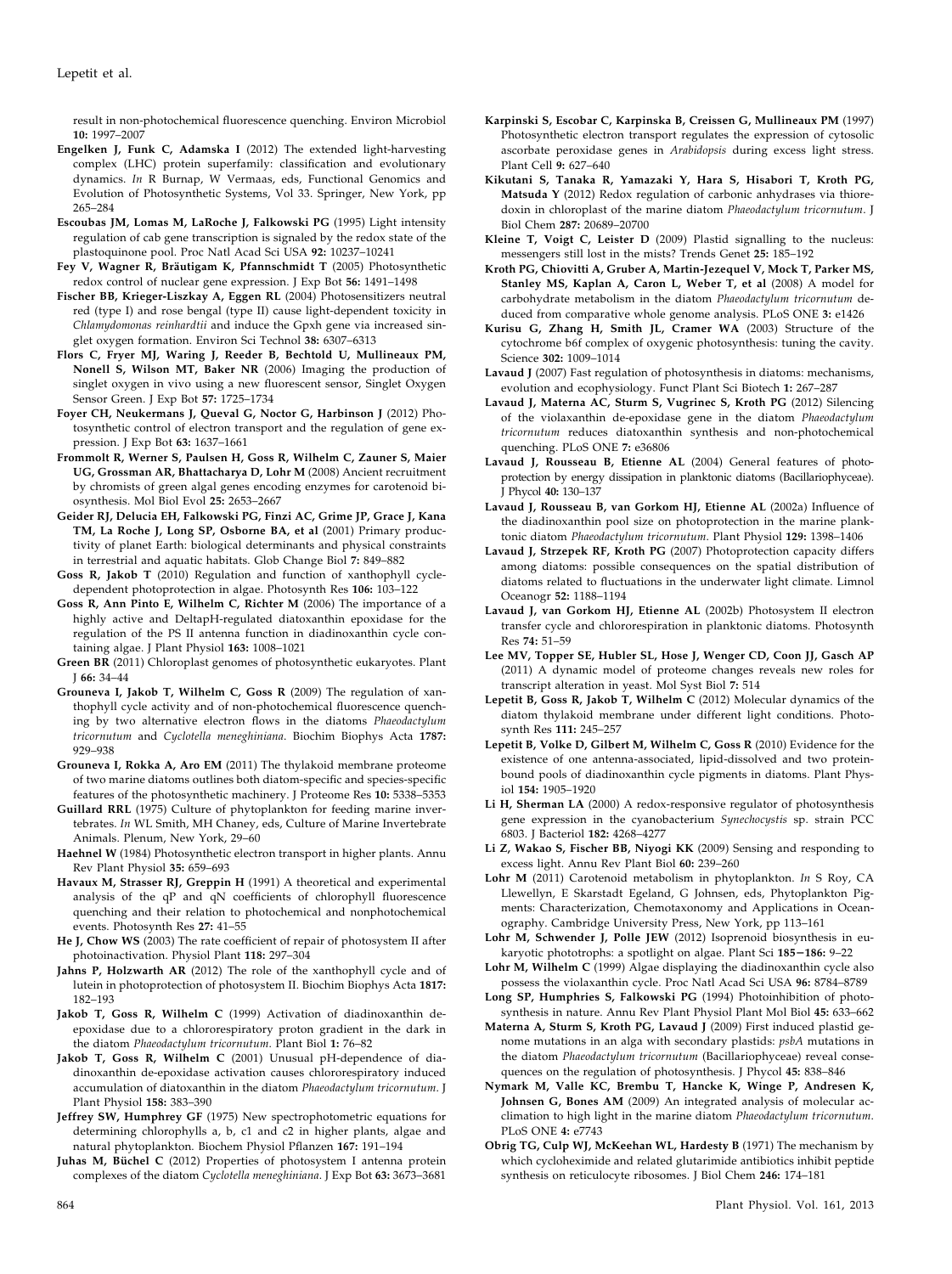result in non-photochemical fluorescence quenching. Environ Microbiol **10:** 1997–2007

**Engelken J, Funk C, Adamska I** (2012) The extended light-harvesting complex (LHC) protein superfamily: classification and evolutionary dynamics. *In* R Burnap, W Vermaas, eds, Functional Genomics and Evolution of Photosynthetic Systems, Vol 33. Springer, New York, pp 265–284

**Escoubas JM, Lomas M, LaRoche J, Falkowski PG** (1995) Light intensity regulation of cab gene transcription is signaled by the redox state of the plastoquinone pool. Proc Natl Acad Sci USA **92:** 10237–10241

**Fey V, Wagner R, Bräutigam K, Pfannschmidt T** (2005) Photosynthetic redox control of nuclear gene expression. J Exp Bot **56:** 1491–1498

**Fischer BB, Krieger-Liszkay A, Eggen RL** (2004) Photosensitizers neutral red (type I) and rose bengal (type II) cause light-dependent toxicity in *Chlamydomonas reinhardtii* and induce the Gpxh gene via increased singlet oxygen formation. Environ Sci Technol **38:** 6307–6313

**Flors C, Fryer MJ, Waring J, Reeder B, Bechtold U, Mullineaux PM, Nonell S, Wilson MT, Baker NR** (2006) Imaging the production of singlet oxygen in vivo using a new fluorescent sensor, Singlet Oxygen Sensor Green. J Exp Bot **57:** 1725–1734

**Foyer CH, Neukermans J, Queval G, Noctor G, Harbinson J** (2012) Photosynthetic control of electron transport and the regulation of gene expression. J Exp Bot **63:** 1637–1661

**Frommolt R, Werner S, Paulsen H, Goss R, Wilhelm C, Zauner S, Maier UG, Grossman AR, Bhattacharya D, Lohr M** (2008) Ancient recruitment by chromists of green algal genes encoding enzymes for carotenoid biosynthesis. Mol Biol Evol **25:** 2653–2667

**Geider RJ, Delucia EH, Falkowski PG, Finzi AC, Grime JP, Grace J, Kana TM, La Roche J, Long SP, Osborne BA, et al** (2001) Primary productivity of planet Earth: biological determinants and physical constraints in terrestrial and aquatic habitats. Glob Change Biol **7:** 849–882

**Goss R, Jakob T** (2010) Regulation and function of xanthophyll cycle-dependent photoprotection in algae. Photosynth Res **106:** 103–122

**Goss R, Ann Pinto E, Wilhelm C, Richter M** (2006) The importance of a highly active and DeltapH-regulated diatoxanthin epoxidase for the regulation of the PS II antenna function in diadinoxanthin cycle containing algae. J Plant Physiol **163:** 1008–1021

**Green BR** (2011) Chloroplast genomes of photosynthetic eukaryotes. Plant J **66:** 34–44

**Grouneva I, Jakob T, Wilhelm C, Goss R** (2009) The regulation of xanthophyll cycle activity and of non-photochemical fluorescence quenching by two alternative electron flows in the diatoms *Phaeodactylum tricornutum* and *Cyclotella meneghiniana*. Biochim Biophys Acta **1787:** 929–938

**Grouneva I, Rokka A, Aro EM** (2011) The thylakoid membrane proteome of two marine diatoms outlines both diatom-specific and species-specific features of the photosynthetic machinery. J Proteome Res **10:** 5338–5353

**Guillard RRL** (1975) Culture of phytoplankton for feeding marine invertebrates. *In* WL Smith, MH Chaney, eds, Culture of Marine Invertebrate Animals. Plenum, New York, 29–60

**Haehnel W** (1984) Photosynthetic electron transport in higher plants. Annu Rev Plant Physiol **35:** 659–693

**Havaux M, Strasser RJ, Greppin H** (1991) A theoretical and experimental analysis of the qP and qN coefficients of chlorophyll fluorescence quenching and their relation to photochemical and nonphotochemical events. Photosynth Res **27:** 41–55

**He J, Chow WS** (2003) The rate coefficient of repair of photosystem II after photoinactivation. Physiol Plant **118:** 297–304

**Jahns P, Holzwarth AR** (2012) The role of the xanthophyll cycle and of lutein in photoprotection of photosystem II. Biochim Biophys Acta **1817:** 182–193

**Jakob T, Goss R, Wilhelm C** (1999) Activation of diadinoxanthin de-epoxidase due to a chlororespiratory proton gradient in the dark in the diatom *Phaeodactylum tricornutum*. Plant Biol **1:** 76–82

**Jakob T, Goss R, Wilhelm C** (2001) Unusual pH-dependence of diadinoxanthin de-epoxidase activation causes chlororespiratory induced accumulation of diatoxanthin in the diatom *Phaeodactylum tricornutum*. J Plant Physiol **158:** 383–390

**Jeffrey SW, Humphrey GF** (1975) New spectrophotometric equations for determining chlorophylls a, b, c1 and c2 in higher plants, algae and natural phytoplankton. Biochem Physiol Pflanzen **167:** 191–194

**Juhas M, Büchel C** (2012) Properties of photosystem I antenna protein complexes of the diatom *Cyclotella meneghiniana*. J Exp Bot **63:** 3673–3681

**Karpinski S, Escobar C, Karpinska B, Creissen G, Mullineaux PM** (1997) Photosynthetic electron transport regulates the expression of cytosolic ascorbate peroxidase genes in *Arabidopsis* during excess light stress. Plant Cell **9:** 627–640

**Kikutani S, Tanaka R, Yamazaki Y, Hara S, Hisabori T, Kroth PG, Matsuda Y** (2012) Redox regulation of carbonic anhydrases via thioredoxin in chloroplast of the marine diatom *Phaeodactylum tricornutum*. J Biol Chem **287:** 20689–20700

**Kleine T, Voigt C, Leister D** (2009) Plastid signalling to the nucleus: messengers still lost in the mists? Trends Genet **25:** 185–192

**Kroth PG, Chiovitti A, Gruber A, Martin-Jezequel V, Mock T, Parker MS, Stanley MS, Kaplan A, Caron L, Weber T, et al** (2008) A model for carbohydrate metabolism in the diatom *Phaeodactylum tricornutum* deduced from comparative whole genome analysis. PLoS ONE **3:** e1426

**Kurisu G, Zhang H, Smith JL, Cramer WA** (2003) Structure of the cytochrome b6f complex of oxygenic photosynthesis: tuning the cavity. Science **302:** 1009–1014

**Lavaud J** (2007) Fast regulation of photosynthesis in diatoms: mechanisms, evolution and ecophysiology. Funct Plant Sci Biotech **1:** 267–287

**Lavaud J, Materna AC, Sturm S, Vugrinec S, Kroth PG** (2012) Silencing of the violaxanthin de-epoxidase gene in the diatom *Phaeodactylum tricornutum* reduces diatoxanthin synthesis and non-photochemical quenching. PLoS ONE **7:** e36806

**Lavaud J, Rousseau B, Etienne AL** (2004) General features of photoprotection by energy dissipation in planktonic diatoms (Bacillariophyceae). J Phycol **40:** 130–137

**Lavaud J, Rousseau B, van Gorkom HJ, Etienne AL** (2002a) Influence of the diadinoxanthin pool size on photoprotection in the marine planktonic diatom *Phaeodactylum tricornutum*. Plant Physiol **129:** 1398–1406

**Lavaud J, Strzepek RF, Kroth PG** (2007) Photoprotection capacity differs among diatoms: possible consequences on the spatial distribution of diatoms related to fluctuations in the underwater light climate. Limnol Oceanogr **52:** 1188–1194

**Lavaud J, van Gorkom HJ, Etienne AL** (2002b) Photosystem II electron transfer cycle and chlororespiration in planktonic diatoms. Photosynth Res **74:** 51–59

**Lee MV, Topper SE, Hubler SL, Hose J, Wenger CD, Coon JJ, Gasch AP** (2011) A dynamic model of proteome changes reveals new roles for transcript alteration in yeast. Mol Syst Biol **7:** 514

**Lepetit B, Goss R, Jakob T, Wilhelm C** (2012) Molecular dynamics of the diatom thylakoid membrane under different light conditions. Photosynth Res **111:** 245–257

**Lepetit B, Volke D, Gilbert M, Wilhelm C, Goss R** (2010) Evidence for the existence of one antenna-associated, lipid-dissolved and two protein-bound pools of diadinoxanthin cycle pigments in diatoms. Plant Physiol **154:** 1905–1920

**Li H, Sherman LA** (2000) A redox-responsive regulator of photosynthesis gene expression in the cyanobacterium *Synechocystis* sp. strain PCC 6803. J Bacteriol **182:** 4268–4277

**Li Z, Wakao S, Fischer BB, Niyogi KK** (2009) Sensing and responding to excess light. Annu Rev Plant Biol **60:** 239–260

**Lohr M** (2011) Carotenoid metabolism in phytoplankton. *In* S Roy, CA Llewellyn, E Skarstadt Egeland, G Johnsen, eds, Phytoplankton Pigments: Characterization, Chemotaxonomy and Applications in Oceanography. Cambridge University Press, New York, pp 113–161

**Lohr M, Schwender J, Polle JEW** (2012) Isoprenoid biosynthesis in eukaryotic phototrophs: a spotlight on algae. Plant Sci **185–186:** 9–22

**Lohr M, Wilhelm C** (1999) Algae displaying the diadinoxanthin cycle also possess the violaxanthin cycle. Proc Natl Acad Sci USA **96:** 8784–8789

**Long SP, Humphries S, Falkowski PG** (1994) Photoinhibition of photosynthesis in nature. Annu Rev Plant Physiol Plant Mol Biol **45:** 633–662

**Materna A, Sturm S, Kroth PG, Lavaud J** (2009) First induced plastid genome mutations in an alga with secondary plastids: *psbA* mutations in the diatom *Phaeodactylum tricornutum* (Bacillariophyceae) reveal consequences on the regulation of photosynthesis. J Phycol **45:** 838–846

**Nymark M, Valle KC, Brembu T, Hancke K, Winge P, Andresen K, Johnsen G, Bones AM** (2009) An integrated analysis of molecular acclimation to high light in the marine diatom *Phaeodactylum tricornutum*. PLoS ONE **4:** e7743

**Obrig TG, Culp WJ, McKeehan WL, Hardesty B** (1971) The mechanism by which cycloheximide and related glutarimide antibiotics inhibit peptide synthesis on reticulocyte ribosomes. J Biol Chem **246:** 174–181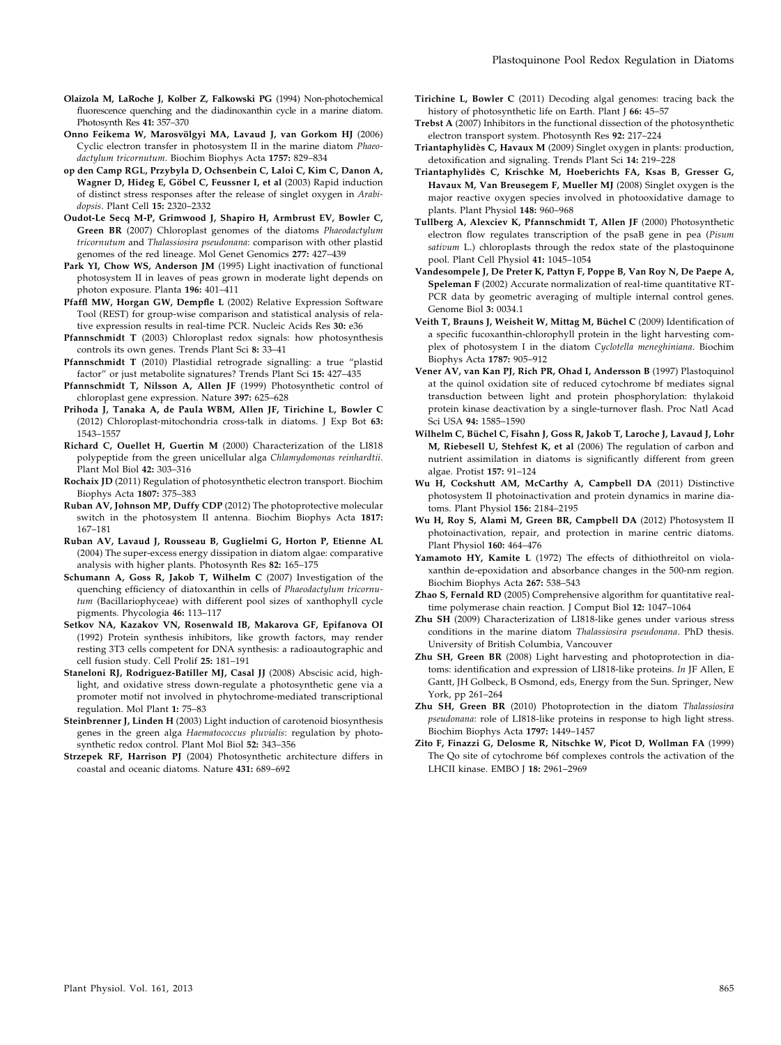**Olaizola M, LaRoche J, Kolber Z, Falkowski PG** (1994) Non-photochemical fluorescence quenching and the diadinoxanthin cycle in a marine diatom. Photosynth Res **41:** 357–370

**Onno Feikema W, Marosvölgyi MA, Lavaud J, van Gorkom HJ** (2006) Cyclic electron transfer in photosystem II in the marine diatom *Phaeodactylum tricornutum*. Biochim Biophys Acta **1757:** 829–834

**op den Camp RGL, Przybyla D, Ochsenbein C, Laloi C, Kim C, Danon A, Wagner D, Hideg E, Göbel C, Feussner I, et al** (2003) Rapid induction of distinct stress responses after the release of singlet oxygen in *Arabidopsis*. Plant Cell **15:** 2320–2332

**Oudot-Le Secq M-P, Grimwood J, Shapiro H, Armbrust EV, Bowler C, Green BR** (2007) Chloroplast genomes of the diatoms *Phaeodactylum tricornutum* and *Thalassiosira pseudonana*: comparison with other plastid genomes of the red lineage. Mol Genet Genomics **277:** 427–439

**Park YI, Chow WS, Anderson JM** (1995) Light inactivation of functional photosystem II in leaves of peas grown in moderate light depends on photon exposure. Planta **196:** 401–411

**Pfaffl MW, Horgan GW, Dempfle L** (2002) Relative Expression Software Tool (REST) for group-wise comparison and statistical analysis of relative expression results in real-time PCR. Nucleic Acids Res **30:** e36

**Pfannschmidt T** (2003) Chloroplast redox signals: how photosynthesis controls its own genes. Trends Plant Sci **8:** 33–41

**Pfannschmidt T** (2010) Plastidial retrograde signalling: a true "plastid factor" or just metabolite signatures? Trends Plant Sci **15:** 427–435

**Pfannschmidt T, Nilsson A, Allen JF** (1999) Photosynthetic control of chloroplast gene expression. Nature **397:** 625–628

**Prihoda J, Tanaka A, de Paula WBM, Allen JF, Tirichine L, Bowler C** (2012) Chloroplast-mitochondria cross-talk in diatoms. J Exp Bot **63:** 1543–1557

**Richard C, Ouellet H, Guertin M** (2000) Characterization of the LI818 polypeptide from the green unicellular alga *Chlamydomonas reinhardtii*. Plant Mol Biol **42:** 303–316

**Rochaix JD** (2011) Regulation of photosynthetic electron transport. Biochim Biophys Acta **1807:** 375–383

**Ruban AV, Johnson MP, Duffy CDP** (2012) The photoprotective molecular switch in the photosystem II antenna. Biochim Biophys Acta **1817:** 167–181

**Ruban AV, Lavaud J, Rousseau B, Guglielmi G, Horton P, Etienne AL** (2004) The super-excess energy dissipation in diatom algae: comparative analysis with higher plants. Photosynth Res **82:** 165–175

**Schumann A, Goss R, Jakob T, Wilhelm C** (2007) Investigation of the quenching efficiency of diatoxanthin in cells of *Phaeodactylum tricornutum* (Bacillariophyceae) with different pool sizes of xanthophyll cycle pigments. Phycologia **46:** 113–117

**Setkov NA, Kazakov VN, Rosenwald IB, Makarova GF, Epifanova OI** (1992) Protein synthesis inhibitors, like growth factors, may render resting 3T3 cells competent for DNA synthesis: a radioautographic and cell fusion study. Cell Prolif **25:** 181–191

**Staneloni RJ, Rodriguez-Batiller MJ, Casal JJ** (2008) Abscisic acid, high-light, and oxidative stress down-regulate a photosynthetic gene via a promoter motif not involved in phytochrome-mediated transcriptional regulation. Mol Plant **1:** 75–83

**Steinbrenner J, Linden H** (2003) Light induction of carotenoid biosynthesis genes in the green alga *Haematococcus pluvialis*: regulation by photosynthetic redox control. Plant Mol Biol **52:** 343–356

**Strzepek RF, Harrison PJ** (2004) Photosynthetic architecture differs in coastal and oceanic diatoms. Nature **431:** 689–692

**Tirichine L, Bowler C** (2011) Decoding algal genomes: tracing back the history of photosynthetic life on Earth. Plant J **66:** 45–57

**Trebst A** (2007) Inhibitors in the functional dissection of the photosynthetic electron transport system. Photosynth Res **92:** 217–224

**Triantaphylidès C, Havaux M** (2009) Singlet oxygen in plants: production, detoxification and signaling. Trends Plant Sci **14:** 219–228

**Triantaphylidès C, Krischke M, Hoeberichts FA, Ksas B, Gresser G, Havaux M, Van Breusegem F, Mueller MJ** (2008) Singlet oxygen is the major reactive oxygen species involved in photooxidative damage to plants. Plant Physiol **148:** 960–968

**Tullberg A, Alexciev K, Pfannschmidt T, Allen JF** (2000) Photosynthetic electron flow regulates transcription of the psaB gene in pea (*Pisum sativum* L.) chloroplasts through the redox state of the plastoquinone pool. Plant Cell Physiol **41:** 1045–1054

**Vandesompele J, De Preter K, Pattyn F, Poppe B, Van Roy N, De Paepe A, Speleman F** (2002) Accurate normalization of real-time quantitative RT-PCR data by geometric averaging of multiple internal control genes. Genome Biol **3:** 0034.1

**Veith T, Brauns J, Weisheit W, Mittag M, Büchel C** (2009) Identification of a specific fucoxanthin-chlorophyll protein in the light harvesting complex of photosystem I in the diatom *Cyclotella meneghiniana*. Biochim Biophys Acta **1787:** 905–912

**Vener AV, van Kan PJ, Rich PR, Ohad I, Andersson B** (1997) Plastoquinol at the quinol oxidation site of reduced cytochrome bf mediates signal transduction between light and protein phosphorylation: thylakoid protein kinase deactivation by a single-turnover flash. Proc Natl Acad Sci USA **94:** 1585–1590

**Wilhelm C, Büchel C, Fisahn J, Goss R, Jakob T, Laroche J, Lavaud J, Lohr M, Riebesell U, Stehfest K, et al** (2006) The regulation of carbon and nutrient assimilation in diatoms is significantly different from green algae. Protist **157:** 91–124

**Wu H, Cockshutt AM, McCarthy A, Campbell DA** (2011) Distinctive photosystem II photoinactivation and protein dynamics in marine diatoms. Plant Physiol **156:** 2184–2195

**Wu H, Roy S, Alami M, Green BR, Campbell DA** (2012) Photosystem II photoinactivation, repair, and protection in marine centric diatoms. Plant Physiol **160:** 464–476

**Yamamoto HY, Kamite L** (1972) The effects of dithiothreitol on violaxanthin de-epoxidation and absorbance changes in the 500-nm region. Biochim Biophys Acta **267:** 538–543

**Zhao S, Fernald RD** (2005) Comprehensive algorithm for quantitative real-time polymerase chain reaction. J Comput Biol **12:** 1047–1064

**Zhu SH** (2009) Characterization of LI818-like genes under various stress conditions in the marine diatom *Thalassiosira pseudonana*. PhD thesis. University of British Columbia, Vancouver

**Zhu SH, Green BR** (2008) Light harvesting and photoprotection in diatoms: identification and expression of LI818-like proteins. *In* JF Allen, E Gantt, JH Golbeck, B Osmond, eds, Energy from the Sun. Springer, New York, pp 261–264

**Zhu SH, Green BR** (2010) Photoprotection in the diatom *Thalassiosira pseudonana*: role of LI818-like proteins in response to high light stress. Biochim Biophys Acta **1797:** 1449–1457

**Zito F, Finazzi G, Delosme R, Nitschke W, Picot D, Wollman FA** (1999) The Qo site of cytochrome b6f complexes controls the activation of the LHCII kinase. EMBO J **18:** 2961–2969